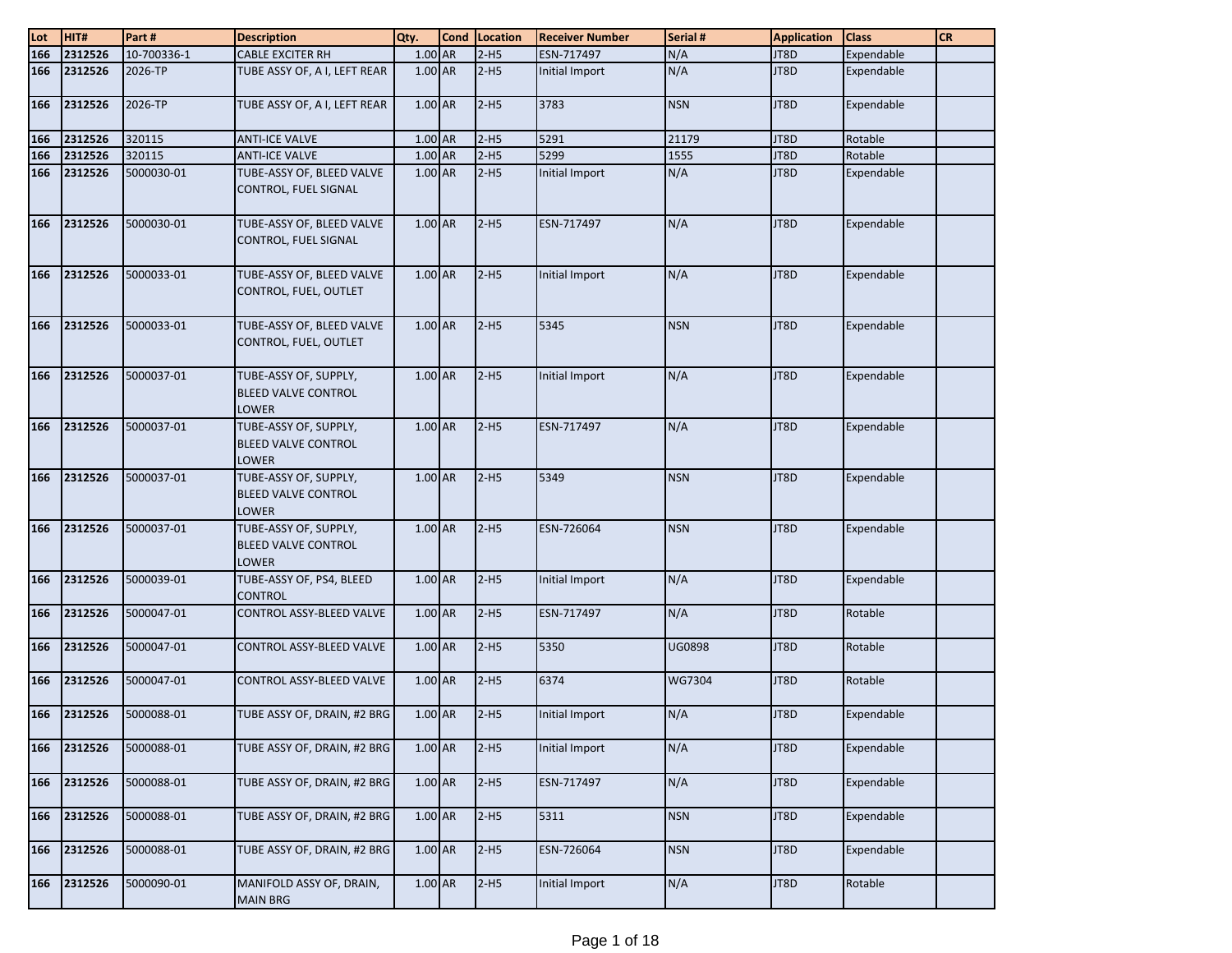| Lot | HIT# | Part # | Description | Qty. | Cond | Location | Receiver Number | Serial # | Application | Class | CR |
|---|---|---|---|---|---|---|---|---|---|---|---|
| 166 | 2312526 | 10-700336-1 | CABLE EXCITER RH | 1.00 | AR | 2-H5 | ESN-717497 | N/A | JT8D | Expendable | |
| 166 | 2312526 | 2026-TP | TUBE ASSY OF, A I, LEFT REAR | 1.00 | AR | 2-H5 | Initial Import | N/A | JT8D | Expendable | |
| 166 | 2312526 | 2026-TP | TUBE ASSY OF, A I, LEFT REAR | 1.00 | AR | 2-H5 | 3783 | NSN | JT8D | Expendable | |
| 166 | 2312526 | 320115 | ANTI-ICE VALVE | 1.00 | AR | 2-H5 | 5291 | 21179 | JT8D | Rotable | |
| 166 | 2312526 | 320115 | ANTI-ICE VALVE | 1.00 | AR | 2-H5 | 5299 | 1555 | JT8D | Rotable | |
| 166 | 2312526 | 5000030-01 | TUBE-ASSY OF, BLEED VALVE CONTROL, FUEL SIGNAL | 1.00 | AR | 2-H5 | Initial Import | N/A | JT8D | Expendable | |
| 166 | 2312526 | 5000030-01 | TUBE-ASSY OF, BLEED VALVE CONTROL, FUEL SIGNAL | 1.00 | AR | 2-H5 | ESN-717497 | N/A | JT8D | Expendable | |
| 166 | 2312526 | 5000033-01 | TUBE-ASSY OF, BLEED VALVE CONTROL, FUEL, OUTLET | 1.00 | AR | 2-H5 | Initial Import | N/A | JT8D | Expendable | |
| 166 | 2312526 | 5000033-01 | TUBE-ASSY OF, BLEED VALVE CONTROL, FUEL, OUTLET | 1.00 | AR | 2-H5 | 5345 | NSN | JT8D | Expendable | |
| 166 | 2312526 | 5000037-01 | TUBE-ASSY OF, SUPPLY, BLEED VALVE CONTROL LOWER | 1.00 | AR | 2-H5 | Initial Import | N/A | JT8D | Expendable | |
| 166 | 2312526 | 5000037-01 | TUBE-ASSY OF, SUPPLY, BLEED VALVE CONTROL LOWER | 1.00 | AR | 2-H5 | ESN-717497 | N/A | JT8D | Expendable | |
| 166 | 2312526 | 5000037-01 | TUBE-ASSY OF, SUPPLY, BLEED VALVE CONTROL LOWER | 1.00 | AR | 2-H5 | 5349 | NSN | JT8D | Expendable | |
| 166 | 2312526 | 5000037-01 | TUBE-ASSY OF, SUPPLY, BLEED VALVE CONTROL LOWER | 1.00 | AR | 2-H5 | ESN-726064 | NSN | JT8D | Expendable | |
| 166 | 2312526 | 5000039-01 | TUBE-ASSY OF, PS4, BLEED CONTROL | 1.00 | AR | 2-H5 | Initial Import | N/A | JT8D | Expendable | |
| 166 | 2312526 | 5000047-01 | CONTROL ASSY-BLEED VALVE | 1.00 | AR | 2-H5 | ESN-717497 | N/A | JT8D | Rotable | |
| 166 | 2312526 | 5000047-01 | CONTROL ASSY-BLEED VALVE | 1.00 | AR | 2-H5 | 5350 | UG0898 | JT8D | Rotable | |
| 166 | 2312526 | 5000047-01 | CONTROL ASSY-BLEED VALVE | 1.00 | AR | 2-H5 | 6374 | WG7304 | JT8D | Rotable | |
| 166 | 2312526 | 5000088-01 | TUBE ASSY OF, DRAIN, #2 BRG | 1.00 | AR | 2-H5 | Initial Import | N/A | JT8D | Expendable | |
| 166 | 2312526 | 5000088-01 | TUBE ASSY OF, DRAIN, #2 BRG | 1.00 | AR | 2-H5 | Initial Import | N/A | JT8D | Expendable | |
| 166 | 2312526 | 5000088-01 | TUBE ASSY OF, DRAIN, #2 BRG | 1.00 | AR | 2-H5 | ESN-717497 | N/A | JT8D | Expendable | |
| 166 | 2312526 | 5000088-01 | TUBE ASSY OF, DRAIN, #2 BRG | 1.00 | AR | 2-H5 | 5311 | NSN | JT8D | Expendable | |
| 166 | 2312526 | 5000088-01 | TUBE ASSY OF, DRAIN, #2 BRG | 1.00 | AR | 2-H5 | ESN-726064 | NSN | JT8D | Expendable | |
| 166 | 2312526 | 5000090-01 | MANIFOLD ASSY OF, DRAIN, MAIN BRG | 1.00 | AR | 2-H5 | Initial Import | N/A | JT8D | Rotable | |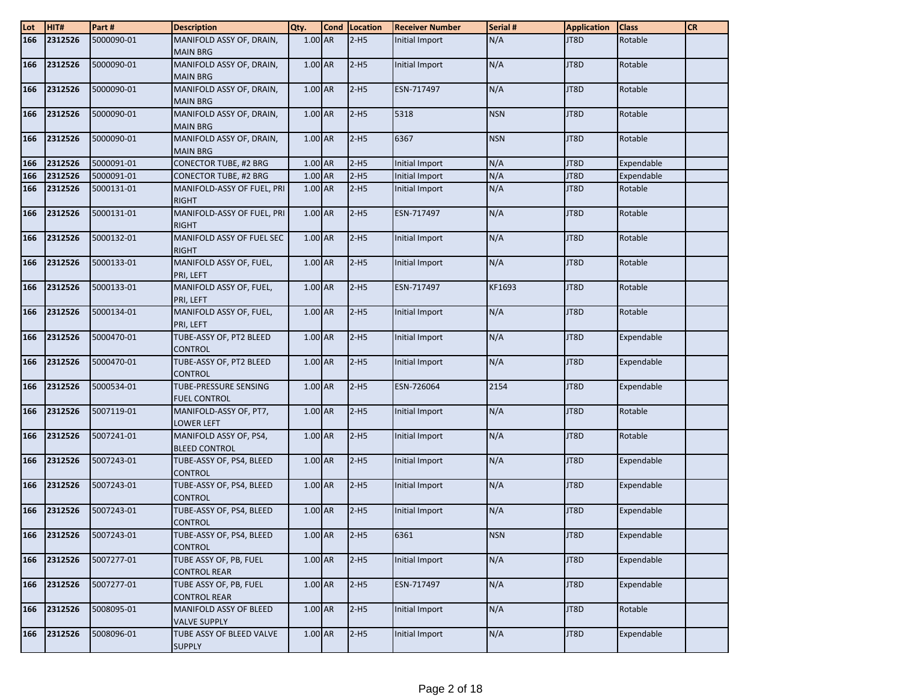| Lot | HIT# | Part # | Description | Qty. | Cond | Location | Receiver Number | Serial # | Application | Class | CR |
|---|---|---|---|---|---|---|---|---|---|---|---|
| 166 | 2312526 | 5000090-01 | MANIFOLD ASSY OF, DRAIN, MAIN BRG | 1.00 | AR | 2-H5 | Initial Import | N/A | JT8D | Rotable | |
| 166 | 2312526 | 5000090-01 | MANIFOLD ASSY OF, DRAIN, MAIN BRG | 1.00 | AR | 2-H5 | Initial Import | N/A | JT8D | Rotable | |
| 166 | 2312526 | 5000090-01 | MANIFOLD ASSY OF, DRAIN, MAIN BRG | 1.00 | AR | 2-H5 | ESN-717497 | N/A | JT8D | Rotable | |
| 166 | 2312526 | 5000090-01 | MANIFOLD ASSY OF, DRAIN, MAIN BRG | 1.00 | AR | 2-H5 | 5318 | NSN | JT8D | Rotable | |
| 166 | 2312526 | 5000090-01 | MANIFOLD ASSY OF, DRAIN, MAIN BRG | 1.00 | AR | 2-H5 | 6367 | NSN | JT8D | Rotable | |
| 166 | 2312526 | 5000091-01 | CONECTOR TUBE, #2 BRG | 1.00 | AR | 2-H5 | Initial Import | N/A | JT8D | Expendable | |
| 166 | 2312526 | 5000091-01 | CONECTOR TUBE, #2 BRG | 1.00 | AR | 2-H5 | Initial Import | N/A | JT8D | Expendable | |
| 166 | 2312526 | 5000131-01 | MANIFOLD-ASSY OF FUEL, PRI RIGHT | 1.00 | AR | 2-H5 | Initial Import | N/A | JT8D | Rotable | |
| 166 | 2312526 | 5000131-01 | MANIFOLD-ASSY OF FUEL, PRI RIGHT | 1.00 | AR | 2-H5 | ESN-717497 | N/A | JT8D | Rotable | |
| 166 | 2312526 | 5000132-01 | MANIFOLD ASSY OF FUEL SEC RIGHT | 1.00 | AR | 2-H5 | Initial Import | N/A | JT8D | Rotable | |
| 166 | 2312526 | 5000133-01 | MANIFOLD ASSY OF, FUEL, PRI, LEFT | 1.00 | AR | 2-H5 | Initial Import | N/A | JT8D | Rotable | |
| 166 | 2312526 | 5000133-01 | MANIFOLD ASSY OF, FUEL, PRI, LEFT | 1.00 | AR | 2-H5 | ESN-717497 | KF1693 | JT8D | Rotable | |
| 166 | 2312526 | 5000134-01 | MANIFOLD ASSY OF, FUEL, PRI, LEFT | 1.00 | AR | 2-H5 | Initial Import | N/A | JT8D | Rotable | |
| 166 | 2312526 | 5000470-01 | TUBE-ASSY OF, PT2 BLEED CONTROL | 1.00 | AR | 2-H5 | Initial Import | N/A | JT8D | Expendable | |
| 166 | 2312526 | 5000470-01 | TUBE-ASSY OF, PT2 BLEED CONTROL | 1.00 | AR | 2-H5 | Initial Import | N/A | JT8D | Expendable | |
| 166 | 2312526 | 5000534-01 | TUBE-PRESSURE SENSING FUEL CONTROL | 1.00 | AR | 2-H5 | ESN-726064 | 2154 | JT8D | Expendable | |
| 166 | 2312526 | 5007119-01 | MANIFOLD-ASSY OF, PT7, LOWER LEFT | 1.00 | AR | 2-H5 | Initial Import | N/A | JT8D | Rotable | |
| 166 | 2312526 | 5007241-01 | MANIFOLD ASSY OF, PS4, BLEED CONTROL | 1.00 | AR | 2-H5 | Initial Import | N/A | JT8D | Rotable | |
| 166 | 2312526 | 5007243-01 | TUBE-ASSY OF, PS4, BLEED CONTROL | 1.00 | AR | 2-H5 | Initial Import | N/A | JT8D | Expendable | |
| 166 | 2312526 | 5007243-01 | TUBE-ASSY OF, PS4, BLEED CONTROL | 1.00 | AR | 2-H5 | Initial Import | N/A | JT8D | Expendable | |
| 166 | 2312526 | 5007243-01 | TUBE-ASSY OF, PS4, BLEED CONTROL | 1.00 | AR | 2-H5 | Initial Import | N/A | JT8D | Expendable | |
| 166 | 2312526 | 5007243-01 | TUBE-ASSY OF, PS4, BLEED CONTROL | 1.00 | AR | 2-H5 | 6361 | NSN | JT8D | Expendable | |
| 166 | 2312526 | 5007277-01 | TUBE ASSY OF, PB, FUEL CONTROL REAR | 1.00 | AR | 2-H5 | Initial Import | N/A | JT8D | Expendable | |
| 166 | 2312526 | 5007277-01 | TUBE ASSY OF, PB, FUEL CONTROL REAR | 1.00 | AR | 2-H5 | ESN-717497 | N/A | JT8D | Expendable | |
| 166 | 2312526 | 5008095-01 | MANIFOLD ASSY OF BLEED VALVE SUPPLY | 1.00 | AR | 2-H5 | Initial Import | N/A | JT8D | Rotable | |
| 166 | 2312526 | 5008096-01 | TUBE ASSY OF BLEED VALVE SUPPLY | 1.00 | AR | 2-H5 | Initial Import | N/A | JT8D | Expendable | |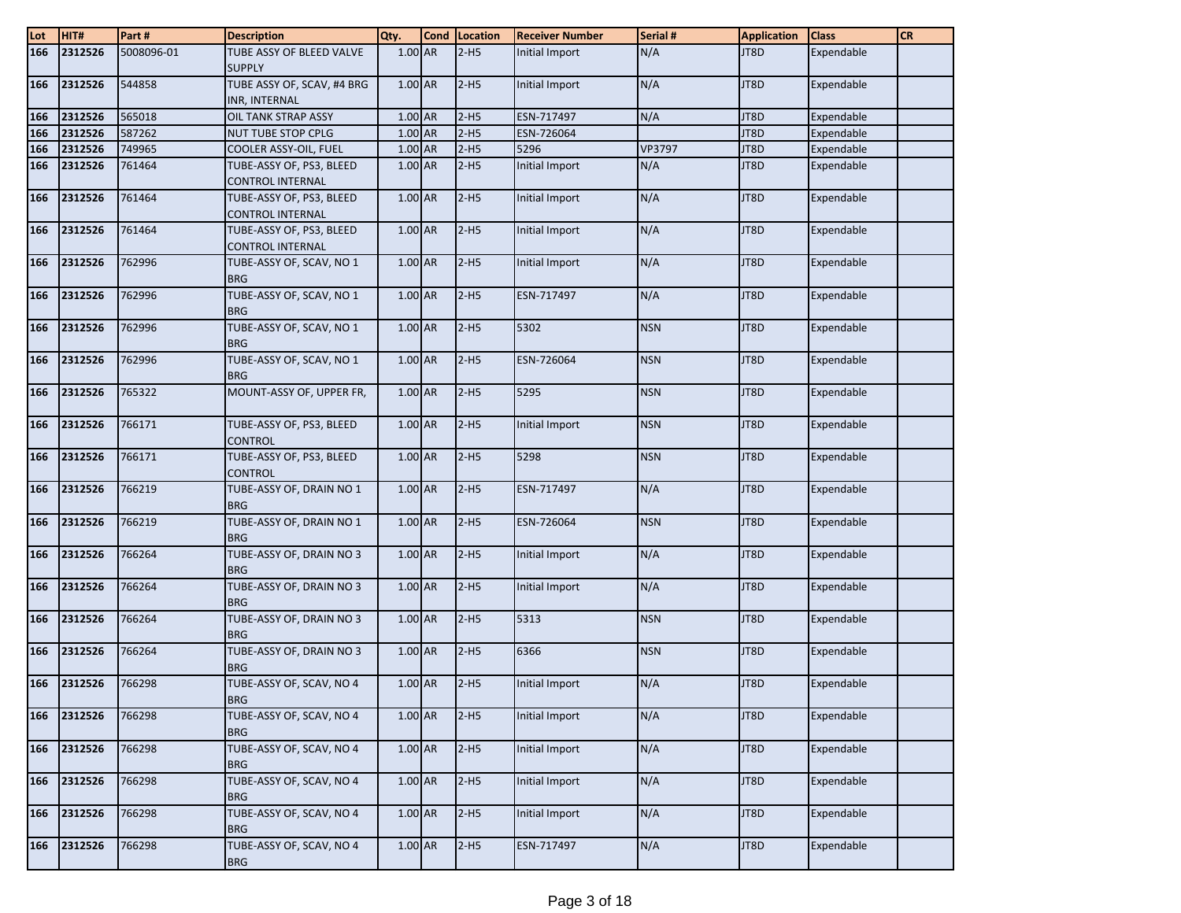| Lot | HIT# | Part # | Description | Qty. | Cond | Location | Receiver Number | Serial # | Application | Class | CR |
|---|---|---|---|---|---|---|---|---|---|---|---|
| 166 | 2312526 | 5008096-01 | TUBE ASSY OF BLEED VALVE SUPPLY | 1.00 | AR | 2-H5 | Initial Import | N/A | JT8D | Expendable | |
| 166 | 2312526 | 544858 | TUBE ASSY OF, SCAV, #4 BRG INR, INTERNAL | 1.00 | AR | 2-H5 | Initial Import | N/A | JT8D | Expendable | |
| 166 | 2312526 | 565018 | OIL TANK STRAP ASSY | 1.00 | AR | 2-H5 | ESN-717497 | N/A | JT8D | Expendable | |
| 166 | 2312526 | 587262 | NUT TUBE STOP CPLG | 1.00 | AR | 2-H5 | ESN-726064 | | JT8D | Expendable | |
| 166 | 2312526 | 749965 | COOLER ASSY-OIL, FUEL | 1.00 | AR | 2-H5 | 5296 | VP3797 | JT8D | Expendable | |
| 166 | 2312526 | 761464 | TUBE-ASSY OF, PS3, BLEED CONTROL INTERNAL | 1.00 | AR | 2-H5 | Initial Import | N/A | JT8D | Expendable | |
| 166 | 2312526 | 761464 | TUBE-ASSY OF, PS3, BLEED CONTROL INTERNAL | 1.00 | AR | 2-H5 | Initial Import | N/A | JT8D | Expendable | |
| 166 | 2312526 | 761464 | TUBE-ASSY OF, PS3, BLEED CONTROL INTERNAL | 1.00 | AR | 2-H5 | Initial Import | N/A | JT8D | Expendable | |
| 166 | 2312526 | 762996 | TUBE-ASSY OF, SCAV, NO 1 BRG | 1.00 | AR | 2-H5 | Initial Import | N/A | JT8D | Expendable | |
| 166 | 2312526 | 762996 | TUBE-ASSY OF, SCAV, NO 1 BRG | 1.00 | AR | 2-H5 | ESN-717497 | N/A | JT8D | Expendable | |
| 166 | 2312526 | 762996 | TUBE-ASSY OF, SCAV, NO 1 BRG | 1.00 | AR | 2-H5 | 5302 | NSN | JT8D | Expendable | |
| 166 | 2312526 | 762996 | TUBE-ASSY OF, SCAV, NO 1 BRG | 1.00 | AR | 2-H5 | ESN-726064 | NSN | JT8D | Expendable | |
| 166 | 2312526 | 765322 | MOUNT-ASSY OF, UPPER FR, | 1.00 | AR | 2-H5 | 5295 | NSN | JT8D | Expendable | |
| 166 | 2312526 | 766171 | TUBE-ASSY OF, PS3, BLEED CONTROL | 1.00 | AR | 2-H5 | Initial Import | NSN | JT8D | Expendable | |
| 166 | 2312526 | 766171 | TUBE-ASSY OF, PS3, BLEED CONTROL | 1.00 | AR | 2-H5 | 5298 | NSN | JT8D | Expendable | |
| 166 | 2312526 | 766219 | TUBE-ASSY OF, DRAIN NO 1 BRG | 1.00 | AR | 2-H5 | ESN-717497 | N/A | JT8D | Expendable | |
| 166 | 2312526 | 766219 | TUBE-ASSY OF, DRAIN NO 1 BRG | 1.00 | AR | 2-H5 | ESN-726064 | NSN | JT8D | Expendable | |
| 166 | 2312526 | 766264 | TUBE-ASSY OF, DRAIN NO 3 BRG | 1.00 | AR | 2-H5 | Initial Import | N/A | JT8D | Expendable | |
| 166 | 2312526 | 766264 | TUBE-ASSY OF, DRAIN NO 3 BRG | 1.00 | AR | 2-H5 | Initial Import | N/A | JT8D | Expendable | |
| 166 | 2312526 | 766264 | TUBE-ASSY OF, DRAIN NO 3 BRG | 1.00 | AR | 2-H5 | 5313 | NSN | JT8D | Expendable | |
| 166 | 2312526 | 766264 | TUBE-ASSY OF, DRAIN NO 3 BRG | 1.00 | AR | 2-H5 | 6366 | NSN | JT8D | Expendable | |
| 166 | 2312526 | 766298 | TUBE-ASSY OF, SCAV, NO 4 BRG | 1.00 | AR | 2-H5 | Initial Import | N/A | JT8D | Expendable | |
| 166 | 2312526 | 766298 | TUBE-ASSY OF, SCAV, NO 4 BRG | 1.00 | AR | 2-H5 | Initial Import | N/A | JT8D | Expendable | |
| 166 | 2312526 | 766298 | TUBE-ASSY OF, SCAV, NO 4 BRG | 1.00 | AR | 2-H5 | Initial Import | N/A | JT8D | Expendable | |
| 166 | 2312526 | 766298 | TUBE-ASSY OF, SCAV, NO 4 BRG | 1.00 | AR | 2-H5 | Initial Import | N/A | JT8D | Expendable | |
| 166 | 2312526 | 766298 | TUBE-ASSY OF, SCAV, NO 4 BRG | 1.00 | AR | 2-H5 | Initial Import | N/A | JT8D | Expendable | |
| 166 | 2312526 | 766298 | TUBE-ASSY OF, SCAV, NO 4 BRG | 1.00 | AR | 2-H5 | ESN-717497 | N/A | JT8D | Expendable | |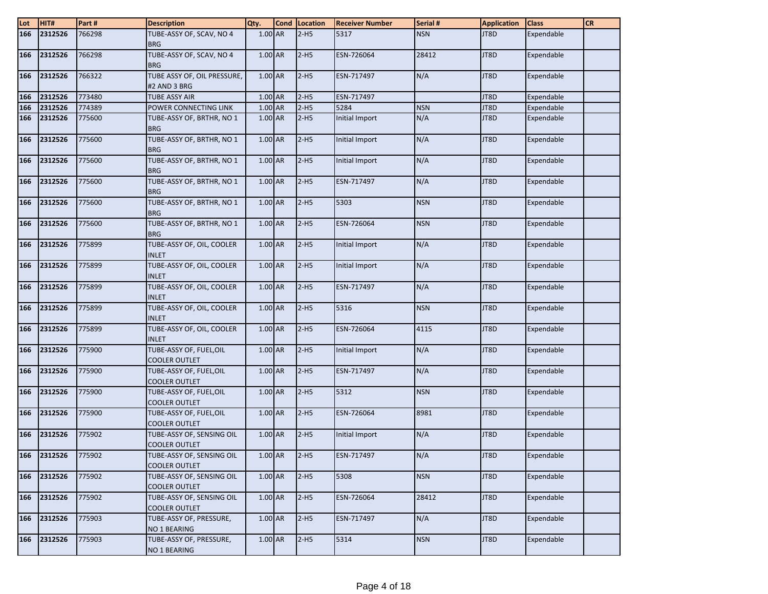| Lot | HIT# | Part # | Description | Qty. | Cond | Location | Receiver Number | Serial # | Application | Class | CR |
|---|---|---|---|---|---|---|---|---|---|---|---|
| 166 | 2312526 | 766298 | TUBE-ASSY OF, SCAV, NO 4 BRG | 1.00 | AR | 2-H5 | 5317 | NSN | JT8D | Expendable | |
| 166 | 2312526 | 766298 | TUBE-ASSY OF, SCAV, NO 4 BRG | 1.00 | AR | 2-H5 | ESN-726064 | 28412 | JT8D | Expendable | |
| 166 | 2312526 | 766322 | TUBE ASSY OF, OIL PRESSURE, #2 AND 3 BRG | 1.00 | AR | 2-H5 | ESN-717497 | N/A | JT8D | Expendable | |
| 166 | 2312526 | 773480 | TUBE ASSY AIR | 1.00 | AR | 2-H5 | ESN-717497 | | JT8D | Expendable | |
| 166 | 2312526 | 774389 | POWER CONNECTING LINK | 1.00 | AR | 2-H5 | 5284 | NSN | JT8D | Expendable | |
| 166 | 2312526 | 775600 | TUBE-ASSY OF, BRTHR, NO 1 BRG | 1.00 | AR | 2-H5 | Initial Import | N/A | JT8D | Expendable | |
| 166 | 2312526 | 775600 | TUBE-ASSY OF, BRTHR, NO 1 BRG | 1.00 | AR | 2-H5 | Initial Import | N/A | JT8D | Expendable | |
| 166 | 2312526 | 775600 | TUBE-ASSY OF, BRTHR, NO 1 BRG | 1.00 | AR | 2-H5 | Initial Import | N/A | JT8D | Expendable | |
| 166 | 2312526 | 775600 | TUBE-ASSY OF, BRTHR, NO 1 BRG | 1.00 | AR | 2-H5 | ESN-717497 | N/A | JT8D | Expendable | |
| 166 | 2312526 | 775600 | TUBE-ASSY OF, BRTHR, NO 1 BRG | 1.00 | AR | 2-H5 | 5303 | NSN | JT8D | Expendable | |
| 166 | 2312526 | 775600 | TUBE-ASSY OF, BRTHR, NO 1 BRG | 1.00 | AR | 2-H5 | ESN-726064 | NSN | JT8D | Expendable | |
| 166 | 2312526 | 775899 | TUBE-ASSY OF, OIL, COOLER INLET | 1.00 | AR | 2-H5 | Initial Import | N/A | JT8D | Expendable | |
| 166 | 2312526 | 775899 | TUBE-ASSY OF, OIL, COOLER INLET | 1.00 | AR | 2-H5 | Initial Import | N/A | JT8D | Expendable | |
| 166 | 2312526 | 775899 | TUBE-ASSY OF, OIL, COOLER INLET | 1.00 | AR | 2-H5 | ESN-717497 | N/A | JT8D | Expendable | |
| 166 | 2312526 | 775899 | TUBE-ASSY OF, OIL, COOLER INLET | 1.00 | AR | 2-H5 | 5316 | NSN | JT8D | Expendable | |
| 166 | 2312526 | 775899 | TUBE-ASSY OF, OIL, COOLER INLET | 1.00 | AR | 2-H5 | ESN-726064 | 4115 | JT8D | Expendable | |
| 166 | 2312526 | 775900 | TUBE-ASSY OF, FUEL,OIL COOLER OUTLET | 1.00 | AR | 2-H5 | Initial Import | N/A | JT8D | Expendable | |
| 166 | 2312526 | 775900 | TUBE-ASSY OF, FUEL,OIL COOLER OUTLET | 1.00 | AR | 2-H5 | ESN-717497 | N/A | JT8D | Expendable | |
| 166 | 2312526 | 775900 | TUBE-ASSY OF, FUEL,OIL COOLER OUTLET | 1.00 | AR | 2-H5 | 5312 | NSN | JT8D | Expendable | |
| 166 | 2312526 | 775900 | TUBE-ASSY OF, FUEL,OIL COOLER OUTLET | 1.00 | AR | 2-H5 | ESN-726064 | 8981 | JT8D | Expendable | |
| 166 | 2312526 | 775902 | TUBE-ASSY OF, SENSING OIL COOLER OUTLET | 1.00 | AR | 2-H5 | Initial Import | N/A | JT8D | Expendable | |
| 166 | 2312526 | 775902 | TUBE-ASSY OF, SENSING OIL COOLER OUTLET | 1.00 | AR | 2-H5 | ESN-717497 | N/A | JT8D | Expendable | |
| 166 | 2312526 | 775902 | TUBE-ASSY OF, SENSING OIL COOLER OUTLET | 1.00 | AR | 2-H5 | 5308 | NSN | JT8D | Expendable | |
| 166 | 2312526 | 775902 | TUBE-ASSY OF, SENSING OIL COOLER OUTLET | 1.00 | AR | 2-H5 | ESN-726064 | 28412 | JT8D | Expendable | |
| 166 | 2312526 | 775903 | TUBE-ASSY OF, PRESSURE, NO 1 BEARING | 1.00 | AR | 2-H5 | ESN-717497 | N/A | JT8D | Expendable | |
| 166 | 2312526 | 775903 | TUBE-ASSY OF, PRESSURE, NO 1 BEARING | 1.00 | AR | 2-H5 | 5314 | NSN | JT8D | Expendable | |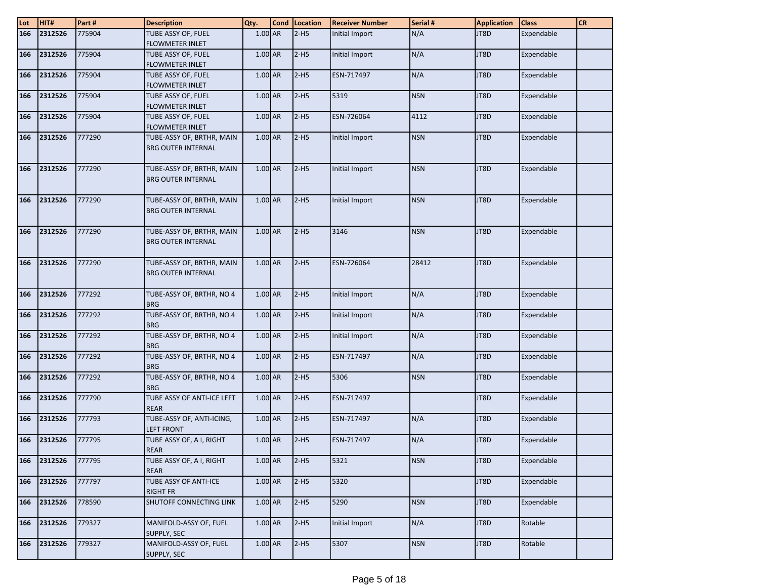| Lot | HIT# | Part # | Description | Qty. | Cond | Location | Receiver Number | Serial # | Application | Class | CR |
|---|---|---|---|---|---|---|---|---|---|---|---|
| 166 | 2312526 | 775904 | TUBE ASSY OF, FUEL FLOWMETER INLET | 1.00 | AR | 2-H5 | Initial Import | N/A | JT8D | Expendable | |
| 166 | 2312526 | 775904 | TUBE ASSY OF, FUEL FLOWMETER INLET | 1.00 | AR | 2-H5 | Initial Import | N/A | JT8D | Expendable | |
| 166 | 2312526 | 775904 | TUBE ASSY OF, FUEL FLOWMETER INLET | 1.00 | AR | 2-H5 | ESN-717497 | N/A | JT8D | Expendable | |
| 166 | 2312526 | 775904 | TUBE ASSY OF, FUEL FLOWMETER INLET | 1.00 | AR | 2-H5 | 5319 | NSN | JT8D | Expendable | |
| 166 | 2312526 | 775904 | TUBE ASSY OF, FUEL FLOWMETER INLET | 1.00 | AR | 2-H5 | ESN-726064 | 4112 | JT8D | Expendable | |
| 166 | 2312526 | 777290 | TUBE-ASSY OF, BRTHR, MAIN BRG OUTER INTERNAL | 1.00 | AR | 2-H5 | Initial Import | NSN | JT8D | Expendable | |
| 166 | 2312526 | 777290 | TUBE-ASSY OF, BRTHR, MAIN BRG OUTER INTERNAL | 1.00 | AR | 2-H5 | Initial Import | NSN | JT8D | Expendable | |
| 166 | 2312526 | 777290 | TUBE-ASSY OF, BRTHR, MAIN BRG OUTER INTERNAL | 1.00 | AR | 2-H5 | Initial Import | NSN | JT8D | Expendable | |
| 166 | 2312526 | 777290 | TUBE-ASSY OF, BRTHR, MAIN BRG OUTER INTERNAL | 1.00 | AR | 2-H5 | 3146 | NSN | JT8D | Expendable | |
| 166 | 2312526 | 777290 | TUBE-ASSY OF, BRTHR, MAIN BRG OUTER INTERNAL | 1.00 | AR | 2-H5 | ESN-726064 | 28412 | JT8D | Expendable | |
| 166 | 2312526 | 777292 | TUBE-ASSY OF, BRTHR, NO 4 BRG | 1.00 | AR | 2-H5 | Initial Import | N/A | JT8D | Expendable | |
| 166 | 2312526 | 777292 | TUBE-ASSY OF, BRTHR, NO 4 BRG | 1.00 | AR | 2-H5 | Initial Import | N/A | JT8D | Expendable | |
| 166 | 2312526 | 777292 | TUBE-ASSY OF, BRTHR, NO 4 BRG | 1.00 | AR | 2-H5 | Initial Import | N/A | JT8D | Expendable | |
| 166 | 2312526 | 777292 | TUBE-ASSY OF, BRTHR, NO 4 BRG | 1.00 | AR | 2-H5 | ESN-717497 | N/A | JT8D | Expendable | |
| 166 | 2312526 | 777292 | TUBE-ASSY OF, BRTHR, NO 4 BRG | 1.00 | AR | 2-H5 | 5306 | NSN | JT8D | Expendable | |
| 166 | 2312526 | 777790 | TUBE ASSY OF ANTI-ICE LEFT REAR | 1.00 | AR | 2-H5 | ESN-717497 | | JT8D | Expendable | |
| 166 | 2312526 | 777793 | TUBE-ASSY OF, ANTI-ICING, LEFT FRONT | 1.00 | AR | 2-H5 | ESN-717497 | N/A | JT8D | Expendable | |
| 166 | 2312526 | 777795 | TUBE ASSY OF, A I, RIGHT REAR | 1.00 | AR | 2-H5 | ESN-717497 | N/A | JT8D | Expendable | |
| 166 | 2312526 | 777795 | TUBE ASSY OF, A I, RIGHT REAR | 1.00 | AR | 2-H5 | 5321 | NSN | JT8D | Expendable | |
| 166 | 2312526 | 777797 | TUBE ASSY OF ANTI-ICE RIGHT FR | 1.00 | AR | 2-H5 | 5320 | | JT8D | Expendable | |
| 166 | 2312526 | 778590 | SHUTOFF CONNECTING LINK | 1.00 | AR | 2-H5 | 5290 | NSN | JT8D | Expendable | |
| 166 | 2312526 | 779327 | MANIFOLD-ASSY OF, FUEL SUPPLY, SEC | 1.00 | AR | 2-H5 | Initial Import | N/A | JT8D | Rotable | |
| 166 | 2312526 | 779327 | MANIFOLD-ASSY OF, FUEL SUPPLY, SEC | 1.00 | AR | 2-H5 | 5307 | NSN | JT8D | Rotable | |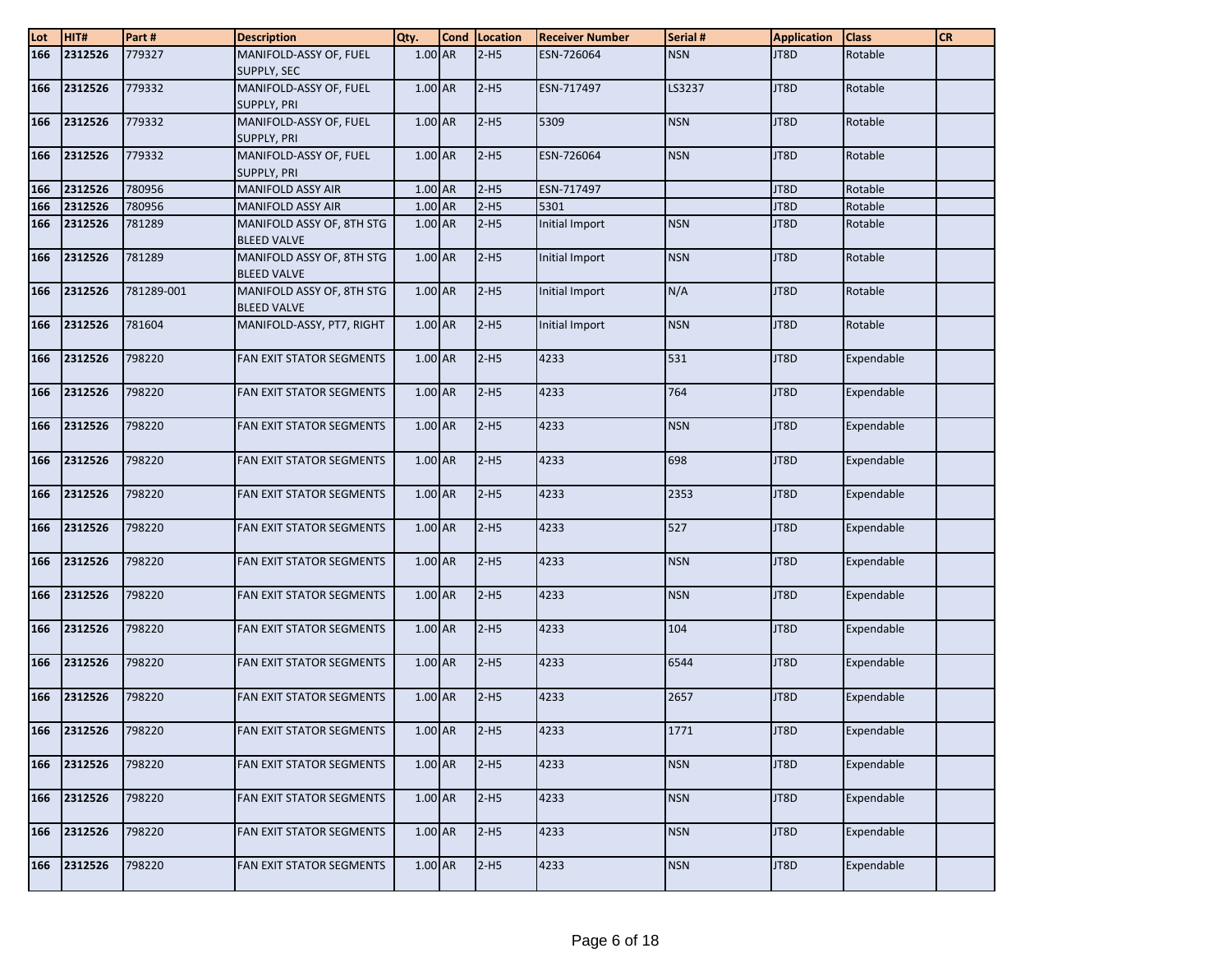| Lot | HIT# | Part # | Description | Qty. | Cond | Location | Receiver Number | Serial # | Application | Class | CR |
|---|---|---|---|---|---|---|---|---|---|---|---|
| 166 | 2312526 | 779327 | MANIFOLD-ASSY OF, FUEL SUPPLY, SEC | 1.00 | AR | 2-H5 | ESN-726064 | NSN | JT8D | Rotable | |
| 166 | 2312526 | 779332 | MANIFOLD-ASSY OF, FUEL SUPPLY, PRI | 1.00 | AR | 2-H5 | ESN-717497 | LS3237 | JT8D | Rotable | |
| 166 | 2312526 | 779332 | MANIFOLD-ASSY OF, FUEL SUPPLY, PRI | 1.00 | AR | 2-H5 | 5309 | NSN | JT8D | Rotable | |
| 166 | 2312526 | 779332 | MANIFOLD-ASSY OF, FUEL SUPPLY, PRI | 1.00 | AR | 2-H5 | ESN-726064 | NSN | JT8D | Rotable | |
| 166 | 2312526 | 780956 | MANIFOLD ASSY AIR | 1.00 | AR | 2-H5 | ESN-717497 | | JT8D | Rotable | |
| 166 | 2312526 | 780956 | MANIFOLD ASSY AIR | 1.00 | AR | 2-H5 | 5301 | | JT8D | Rotable | |
| 166 | 2312526 | 781289 | MANIFOLD ASSY OF, 8TH STG BLEED VALVE | 1.00 | AR | 2-H5 | Initial Import | NSN | JT8D | Rotable | |
| 166 | 2312526 | 781289 | MANIFOLD ASSY OF, 8TH STG BLEED VALVE | 1.00 | AR | 2-H5 | Initial Import | NSN | JT8D | Rotable | |
| 166 | 2312526 | 781289-001 | MANIFOLD ASSY OF, 8TH STG BLEED VALVE | 1.00 | AR | 2-H5 | Initial Import | N/A | JT8D | Rotable | |
| 166 | 2312526 | 781604 | MANIFOLD-ASSY, PT7, RIGHT | 1.00 | AR | 2-H5 | Initial Import | NSN | JT8D | Rotable | |
| 166 | 2312526 | 798220 | FAN EXIT STATOR SEGMENTS | 1.00 | AR | 2-H5 | 4233 | 531 | JT8D | Expendable | |
| 166 | 2312526 | 798220 | FAN EXIT STATOR SEGMENTS | 1.00 | AR | 2-H5 | 4233 | 764 | JT8D | Expendable | |
| 166 | 2312526 | 798220 | FAN EXIT STATOR SEGMENTS | 1.00 | AR | 2-H5 | 4233 | NSN | JT8D | Expendable | |
| 166 | 2312526 | 798220 | FAN EXIT STATOR SEGMENTS | 1.00 | AR | 2-H5 | 4233 | 698 | JT8D | Expendable | |
| 166 | 2312526 | 798220 | FAN EXIT STATOR SEGMENTS | 1.00 | AR | 2-H5 | 4233 | 2353 | JT8D | Expendable | |
| 166 | 2312526 | 798220 | FAN EXIT STATOR SEGMENTS | 1.00 | AR | 2-H5 | 4233 | 527 | JT8D | Expendable | |
| 166 | 2312526 | 798220 | FAN EXIT STATOR SEGMENTS | 1.00 | AR | 2-H5 | 4233 | NSN | JT8D | Expendable | |
| 166 | 2312526 | 798220 | FAN EXIT STATOR SEGMENTS | 1.00 | AR | 2-H5 | 4233 | NSN | JT8D | Expendable | |
| 166 | 2312526 | 798220 | FAN EXIT STATOR SEGMENTS | 1.00 | AR | 2-H5 | 4233 | 104 | JT8D | Expendable | |
| 166 | 2312526 | 798220 | FAN EXIT STATOR SEGMENTS | 1.00 | AR | 2-H5 | 4233 | 6544 | JT8D | Expendable | |
| 166 | 2312526 | 798220 | FAN EXIT STATOR SEGMENTS | 1.00 | AR | 2-H5 | 4233 | 2657 | JT8D | Expendable | |
| 166 | 2312526 | 798220 | FAN EXIT STATOR SEGMENTS | 1.00 | AR | 2-H5 | 4233 | 1771 | JT8D | Expendable | |
| 166 | 2312526 | 798220 | FAN EXIT STATOR SEGMENTS | 1.00 | AR | 2-H5 | 4233 | NSN | JT8D | Expendable | |
| 166 | 2312526 | 798220 | FAN EXIT STATOR SEGMENTS | 1.00 | AR | 2-H5 | 4233 | NSN | JT8D | Expendable | |
| 166 | 2312526 | 798220 | FAN EXIT STATOR SEGMENTS | 1.00 | AR | 2-H5 | 4233 | NSN | JT8D | Expendable | |
| 166 | 2312526 | 798220 | FAN EXIT STATOR SEGMENTS | 1.00 | AR | 2-H5 | 4233 | NSN | JT8D | Expendable | |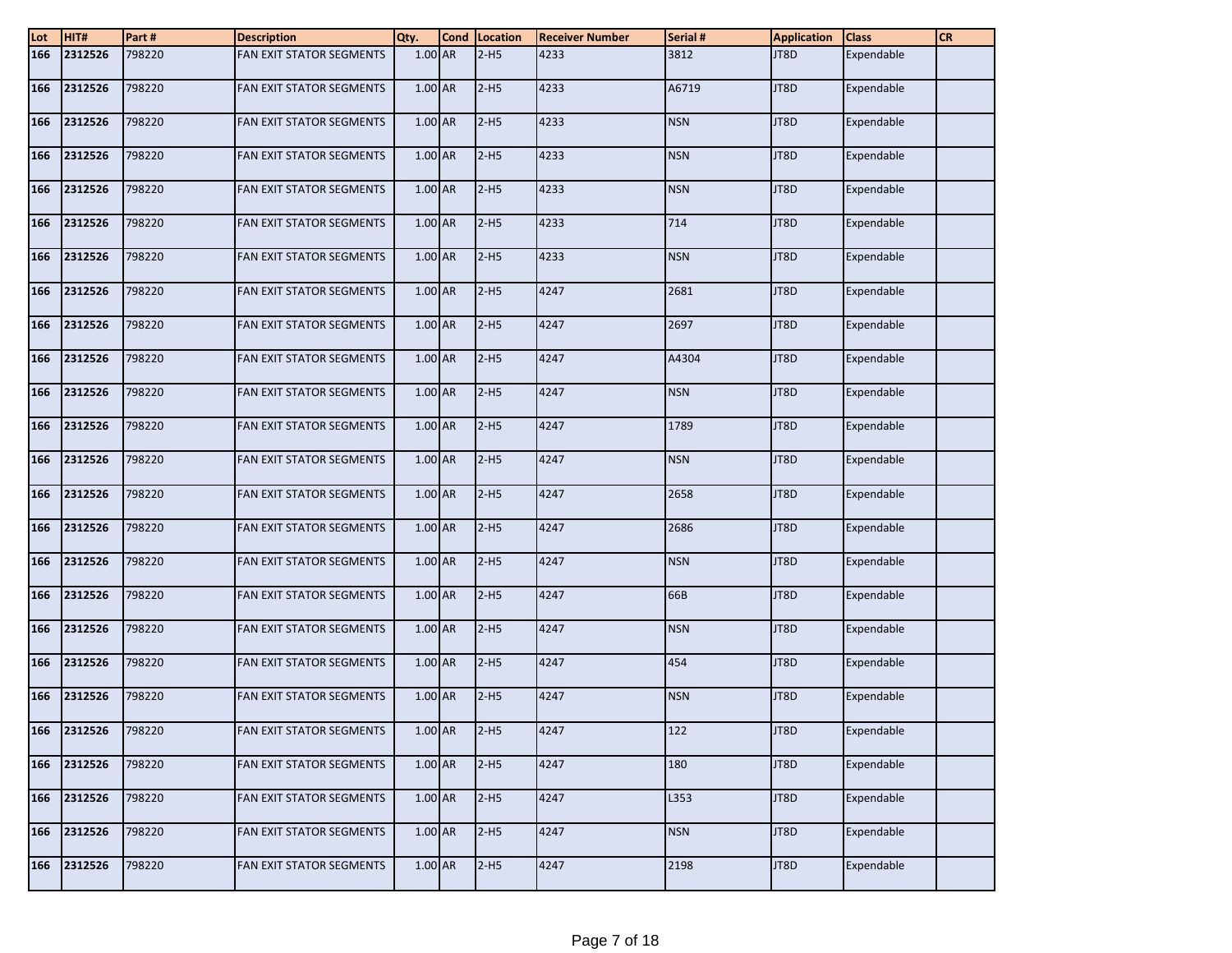| Lot | HIT# | Part # | Description | Qty. | Cond | Location | Receiver Number | Serial # | Application | Class | CR |
|---|---|---|---|---|---|---|---|---|---|---|---|
| **166** | **2312526** | 798220 | FAN EXIT STATOR SEGMENTS | 1.00 | AR | 2-H5 | 4233 | 3812 | JT8D | Expendable | |
| **166** | **2312526** | 798220 | FAN EXIT STATOR SEGMENTS | 1.00 | AR | 2-H5 | 4233 | A6719 | JT8D | Expendable | |
| **166** | **2312526** | 798220 | FAN EXIT STATOR SEGMENTS | 1.00 | AR | 2-H5 | 4233 | NSN | JT8D | Expendable | |
| **166** | **2312526** | 798220 | FAN EXIT STATOR SEGMENTS | 1.00 | AR | 2-H5 | 4233 | NSN | JT8D | Expendable | |
| **166** | **2312526** | 798220 | FAN EXIT STATOR SEGMENTS | 1.00 | AR | 2-H5 | 4233 | NSN | JT8D | Expendable | |
| **166** | **2312526** | 798220 | FAN EXIT STATOR SEGMENTS | 1.00 | AR | 2-H5 | 4233 | 714 | JT8D | Expendable | |
| **166** | **2312526** | 798220 | FAN EXIT STATOR SEGMENTS | 1.00 | AR | 2-H5 | 4233 | NSN | JT8D | Expendable | |
| **166** | **2312526** | 798220 | FAN EXIT STATOR SEGMENTS | 1.00 | AR | 2-H5 | 4247 | 2681 | JT8D | Expendable | |
| **166** | **2312526** | 798220 | FAN EXIT STATOR SEGMENTS | 1.00 | AR | 2-H5 | 4247 | 2697 | JT8D | Expendable | |
| **166** | **2312526** | 798220 | FAN EXIT STATOR SEGMENTS | 1.00 | AR | 2-H5 | 4247 | A4304 | JT8D | Expendable | |
| **166** | **2312526** | 798220 | FAN EXIT STATOR SEGMENTS | 1.00 | AR | 2-H5 | 4247 | NSN | JT8D | Expendable | |
| **166** | **2312526** | 798220 | FAN EXIT STATOR SEGMENTS | 1.00 | AR | 2-H5 | 4247 | 1789 | JT8D | Expendable | |
| **166** | **2312526** | 798220 | FAN EXIT STATOR SEGMENTS | 1.00 | AR | 2-H5 | 4247 | NSN | JT8D | Expendable | |
| **166** | **2312526** | 798220 | FAN EXIT STATOR SEGMENTS | 1.00 | AR | 2-H5 | 4247 | 2658 | JT8D | Expendable | |
| **166** | **2312526** | 798220 | FAN EXIT STATOR SEGMENTS | 1.00 | AR | 2-H5 | 4247 | 2686 | JT8D | Expendable | |
| **166** | **2312526** | 798220 | FAN EXIT STATOR SEGMENTS | 1.00 | AR | 2-H5 | 4247 | NSN | JT8D | Expendable | |
| **166** | **2312526** | 798220 | FAN EXIT STATOR SEGMENTS | 1.00 | AR | 2-H5 | 4247 | 66B | JT8D | Expendable | |
| **166** | **2312526** | 798220 | FAN EXIT STATOR SEGMENTS | 1.00 | AR | 2-H5 | 4247 | NSN | JT8D | Expendable | |
| **166** | **2312526** | 798220 | FAN EXIT STATOR SEGMENTS | 1.00 | AR | 2-H5 | 4247 | 454 | JT8D | Expendable | |
| **166** | **2312526** | 798220 | FAN EXIT STATOR SEGMENTS | 1.00 | AR | 2-H5 | 4247 | NSN | JT8D | Expendable | |
| **166** | **2312526** | 798220 | FAN EXIT STATOR SEGMENTS | 1.00 | AR | 2-H5 | 4247 | 122 | JT8D | Expendable | |
| **166** | **2312526** | 798220 | FAN EXIT STATOR SEGMENTS | 1.00 | AR | 2-H5 | 4247 | 180 | JT8D | Expendable | |
| **166** | **2312526** | 798220 | FAN EXIT STATOR SEGMENTS | 1.00 | AR | 2-H5 | 4247 | L353 | JT8D | Expendable | |
| **166** | **2312526** | 798220 | FAN EXIT STATOR SEGMENTS | 1.00 | AR | 2-H5 | 4247 | NSN | JT8D | Expendable | |
| **166** | **2312526** | 798220 | FAN EXIT STATOR SEGMENTS | 1.00 | AR | 2-H5 | 4247 | 2198 | JT8D | Expendable | |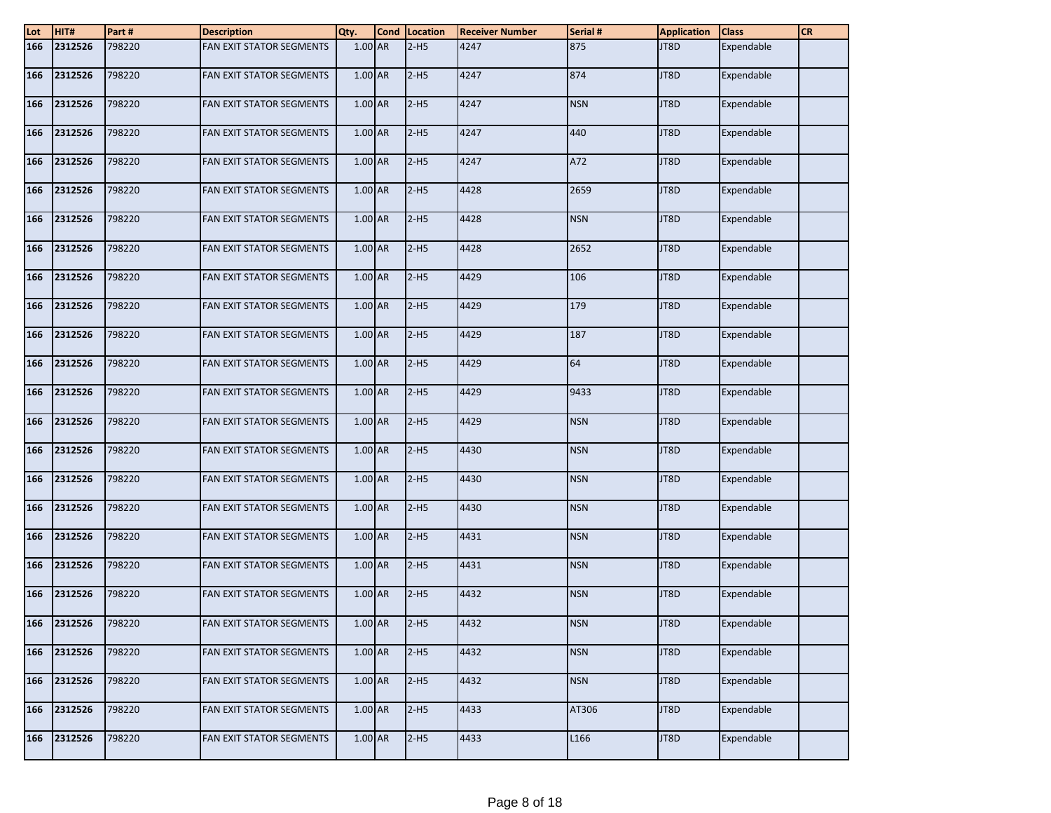| Lot | HIT# | Part # | Description | Qty. | Cond | Location | Receiver Number | Serial # | Application | Class | CR |
|---|---|---|---|---|---|---|---|---|---|---|---|
| 166 | 2312526 | 798220 | FAN EXIT STATOR SEGMENTS | 1.00 | AR | 2-H5 | 4247 | 875 | JT8D | Expendable | |
| 166 | 2312526 | 798220 | FAN EXIT STATOR SEGMENTS | 1.00 | AR | 2-H5 | 4247 | 874 | JT8D | Expendable | |
| 166 | 2312526 | 798220 | FAN EXIT STATOR SEGMENTS | 1.00 | AR | 2-H5 | 4247 | NSN | JT8D | Expendable | |
| 166 | 2312526 | 798220 | FAN EXIT STATOR SEGMENTS | 1.00 | AR | 2-H5 | 4247 | 440 | JT8D | Expendable | |
| 166 | 2312526 | 798220 | FAN EXIT STATOR SEGMENTS | 1.00 | AR | 2-H5 | 4247 | A72 | JT8D | Expendable | |
| 166 | 2312526 | 798220 | FAN EXIT STATOR SEGMENTS | 1.00 | AR | 2-H5 | 4428 | 2659 | JT8D | Expendable | |
| 166 | 2312526 | 798220 | FAN EXIT STATOR SEGMENTS | 1.00 | AR | 2-H5 | 4428 | NSN | JT8D | Expendable | |
| 166 | 2312526 | 798220 | FAN EXIT STATOR SEGMENTS | 1.00 | AR | 2-H5 | 4428 | 2652 | JT8D | Expendable | |
| 166 | 2312526 | 798220 | FAN EXIT STATOR SEGMENTS | 1.00 | AR | 2-H5 | 4429 | 106 | JT8D | Expendable | |
| 166 | 2312526 | 798220 | FAN EXIT STATOR SEGMENTS | 1.00 | AR | 2-H5 | 4429 | 179 | JT8D | Expendable | |
| 166 | 2312526 | 798220 | FAN EXIT STATOR SEGMENTS | 1.00 | AR | 2-H5 | 4429 | 187 | JT8D | Expendable | |
| 166 | 2312526 | 798220 | FAN EXIT STATOR SEGMENTS | 1.00 | AR | 2-H5 | 4429 | 64 | JT8D | Expendable | |
| 166 | 2312526 | 798220 | FAN EXIT STATOR SEGMENTS | 1.00 | AR | 2-H5 | 4429 | 9433 | JT8D | Expendable | |
| 166 | 2312526 | 798220 | FAN EXIT STATOR SEGMENTS | 1.00 | AR | 2-H5 | 4429 | NSN | JT8D | Expendable | |
| 166 | 2312526 | 798220 | FAN EXIT STATOR SEGMENTS | 1.00 | AR | 2-H5 | 4430 | NSN | JT8D | Expendable | |
| 166 | 2312526 | 798220 | FAN EXIT STATOR SEGMENTS | 1.00 | AR | 2-H5 | 4430 | NSN | JT8D | Expendable | |
| 166 | 2312526 | 798220 | FAN EXIT STATOR SEGMENTS | 1.00 | AR | 2-H5 | 4430 | NSN | JT8D | Expendable | |
| 166 | 2312526 | 798220 | FAN EXIT STATOR SEGMENTS | 1.00 | AR | 2-H5 | 4431 | NSN | JT8D | Expendable | |
| 166 | 2312526 | 798220 | FAN EXIT STATOR SEGMENTS | 1.00 | AR | 2-H5 | 4431 | NSN | JT8D | Expendable | |
| 166 | 2312526 | 798220 | FAN EXIT STATOR SEGMENTS | 1.00 | AR | 2-H5 | 4432 | NSN | JT8D | Expendable | |
| 166 | 2312526 | 798220 | FAN EXIT STATOR SEGMENTS | 1.00 | AR | 2-H5 | 4432 | NSN | JT8D | Expendable | |
| 166 | 2312526 | 798220 | FAN EXIT STATOR SEGMENTS | 1.00 | AR | 2-H5 | 4432 | NSN | JT8D | Expendable | |
| 166 | 2312526 | 798220 | FAN EXIT STATOR SEGMENTS | 1.00 | AR | 2-H5 | 4432 | NSN | JT8D | Expendable | |
| 166 | 2312526 | 798220 | FAN EXIT STATOR SEGMENTS | 1.00 | AR | 2-H5 | 4433 | AT306 | JT8D | Expendable | |
| 166 | 2312526 | 798220 | FAN EXIT STATOR SEGMENTS | 1.00 | AR | 2-H5 | 4433 | L166 | JT8D | Expendable | |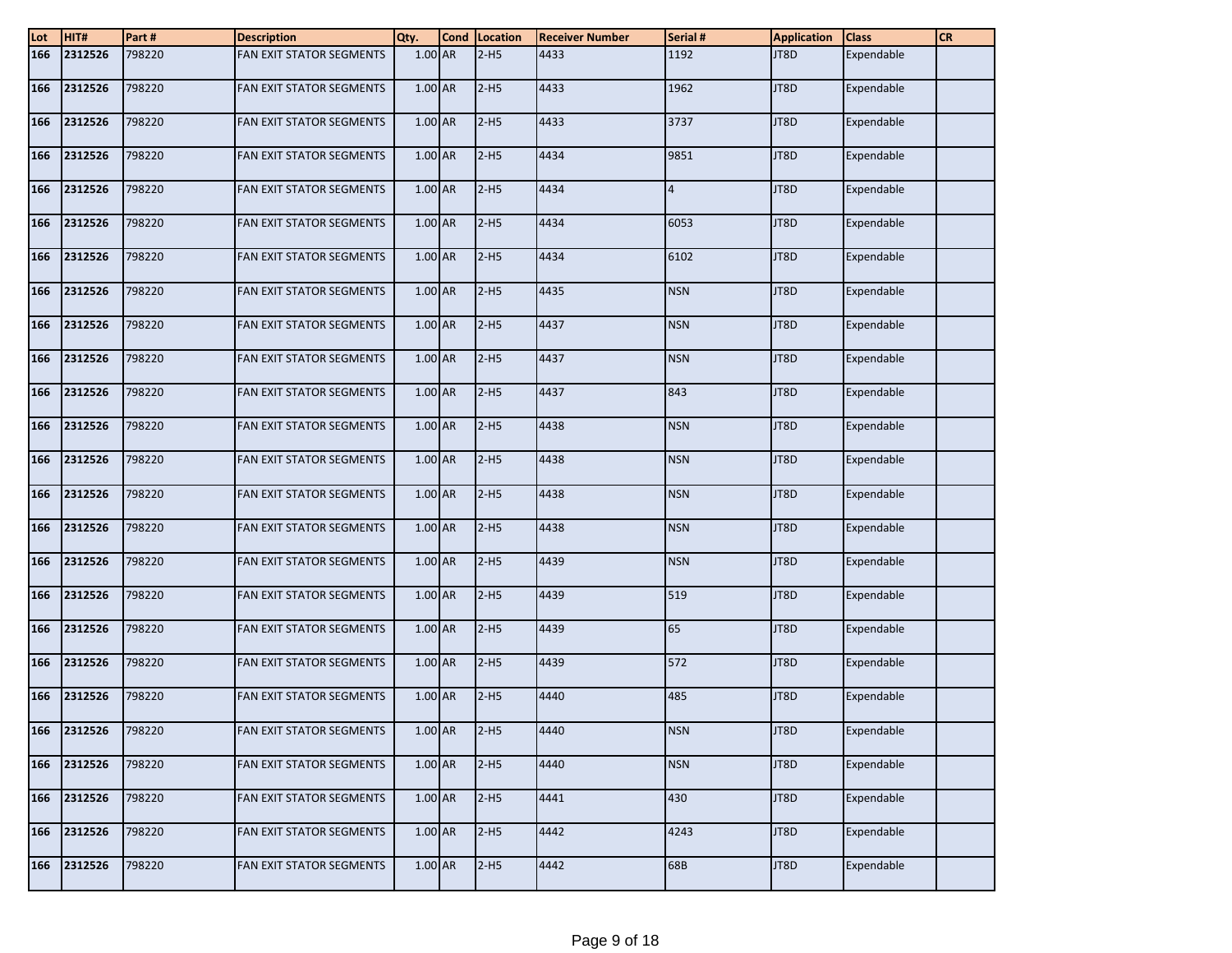| Lot | HIT# | Part # | Description | Qty. | Cond | Location | Receiver Number | Serial # | Application | Class | CR |
|---|---|---|---|---|---|---|---|---|---|---|---|
| 166 | 2312526 | 798220 | FAN EXIT STATOR SEGMENTS | 1.00 | AR | 2-H5 | 4433 | 1192 | JT8D | Expendable | |
| 166 | 2312526 | 798220 | FAN EXIT STATOR SEGMENTS | 1.00 | AR | 2-H5 | 4433 | 1962 | JT8D | Expendable | |
| 166 | 2312526 | 798220 | FAN EXIT STATOR SEGMENTS | 1.00 | AR | 2-H5 | 4433 | 3737 | JT8D | Expendable | |
| 166 | 2312526 | 798220 | FAN EXIT STATOR SEGMENTS | 1.00 | AR | 2-H5 | 4434 | 9851 | JT8D | Expendable | |
| 166 | 2312526 | 798220 | FAN EXIT STATOR SEGMENTS | 1.00 | AR | 2-H5 | 4434 | 4 | JT8D | Expendable | |
| 166 | 2312526 | 798220 | FAN EXIT STATOR SEGMENTS | 1.00 | AR | 2-H5 | 4434 | 6053 | JT8D | Expendable | |
| 166 | 2312526 | 798220 | FAN EXIT STATOR SEGMENTS | 1.00 | AR | 2-H5 | 4434 | 6102 | JT8D | Expendable | |
| 166 | 2312526 | 798220 | FAN EXIT STATOR SEGMENTS | 1.00 | AR | 2-H5 | 4435 | NSN | JT8D | Expendable | |
| 166 | 2312526 | 798220 | FAN EXIT STATOR SEGMENTS | 1.00 | AR | 2-H5 | 4437 | NSN | JT8D | Expendable | |
| 166 | 2312526 | 798220 | FAN EXIT STATOR SEGMENTS | 1.00 | AR | 2-H5 | 4437 | NSN | JT8D | Expendable | |
| 166 | 2312526 | 798220 | FAN EXIT STATOR SEGMENTS | 1.00 | AR | 2-H5 | 4437 | 843 | JT8D | Expendable | |
| 166 | 2312526 | 798220 | FAN EXIT STATOR SEGMENTS | 1.00 | AR | 2-H5 | 4438 | NSN | JT8D | Expendable | |
| 166 | 2312526 | 798220 | FAN EXIT STATOR SEGMENTS | 1.00 | AR | 2-H5 | 4438 | NSN | JT8D | Expendable | |
| 166 | 2312526 | 798220 | FAN EXIT STATOR SEGMENTS | 1.00 | AR | 2-H5 | 4438 | NSN | JT8D | Expendable | |
| 166 | 2312526 | 798220 | FAN EXIT STATOR SEGMENTS | 1.00 | AR | 2-H5 | 4438 | NSN | JT8D | Expendable | |
| 166 | 2312526 | 798220 | FAN EXIT STATOR SEGMENTS | 1.00 | AR | 2-H5 | 4439 | NSN | JT8D | Expendable | |
| 166 | 2312526 | 798220 | FAN EXIT STATOR SEGMENTS | 1.00 | AR | 2-H5 | 4439 | 519 | JT8D | Expendable | |
| 166 | 2312526 | 798220 | FAN EXIT STATOR SEGMENTS | 1.00 | AR | 2-H5 | 4439 | 65 | JT8D | Expendable | |
| 166 | 2312526 | 798220 | FAN EXIT STATOR SEGMENTS | 1.00 | AR | 2-H5 | 4439 | 572 | JT8D | Expendable | |
| 166 | 2312526 | 798220 | FAN EXIT STATOR SEGMENTS | 1.00 | AR | 2-H5 | 4440 | 485 | JT8D | Expendable | |
| 166 | 2312526 | 798220 | FAN EXIT STATOR SEGMENTS | 1.00 | AR | 2-H5 | 4440 | NSN | JT8D | Expendable | |
| 166 | 2312526 | 798220 | FAN EXIT STATOR SEGMENTS | 1.00 | AR | 2-H5 | 4440 | NSN | JT8D | Expendable | |
| 166 | 2312526 | 798220 | FAN EXIT STATOR SEGMENTS | 1.00 | AR | 2-H5 | 4441 | 430 | JT8D | Expendable | |
| 166 | 2312526 | 798220 | FAN EXIT STATOR SEGMENTS | 1.00 | AR | 2-H5 | 4442 | 4243 | JT8D | Expendable | |
| 166 | 2312526 | 798220 | FAN EXIT STATOR SEGMENTS | 1.00 | AR | 2-H5 | 4442 | 68B | JT8D | Expendable | |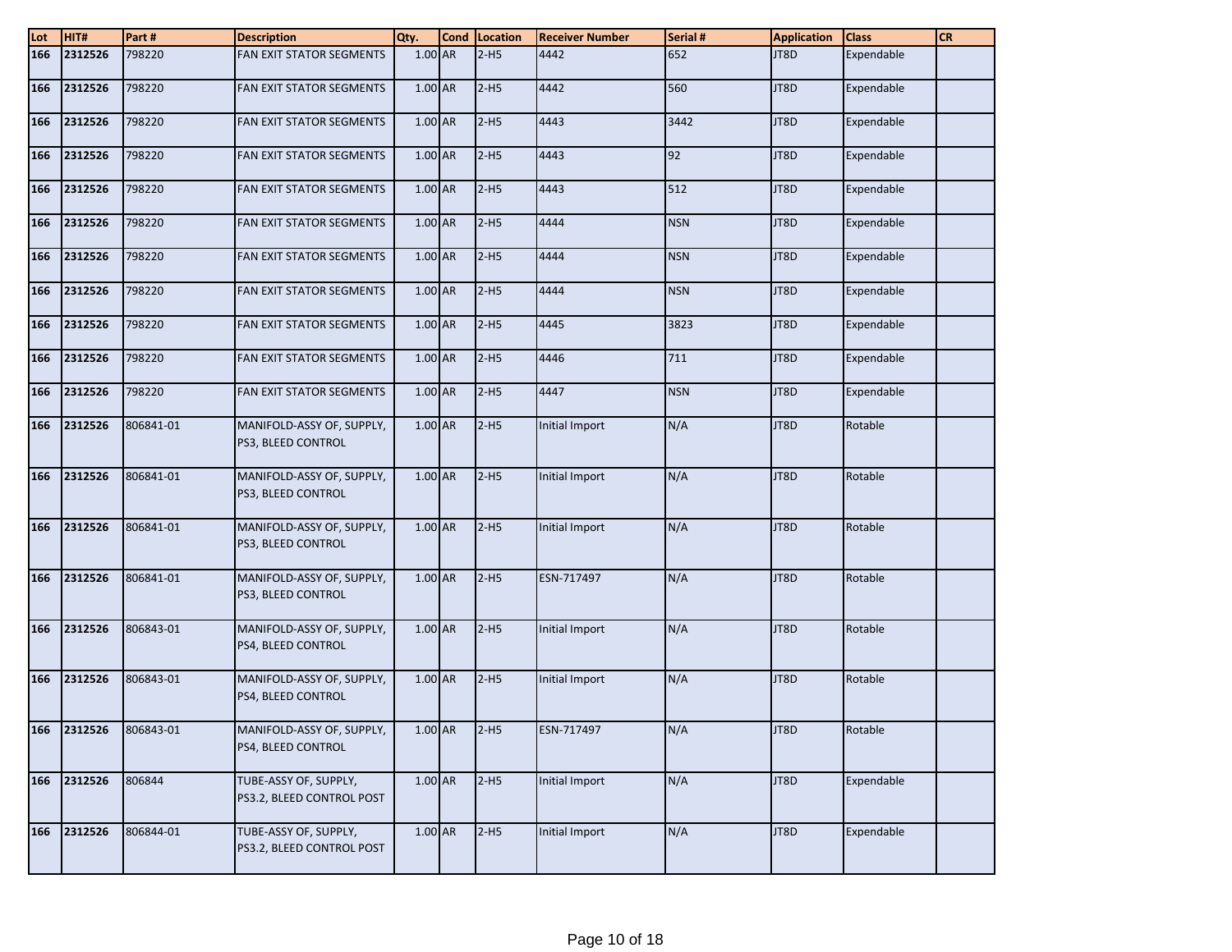| Lot | HIT# | Part # | Description | Qty. | Cond | Location | Receiver Number | Serial # | Application | Class | CR |
|---|---|---|---|---|---|---|---|---|---|---|---|
| 166 | 2312526 | 798220 | FAN EXIT STATOR SEGMENTS | 1.00 | AR | 2-H5 | 4442 | 652 | JT8D | Expendable | |
| 166 | 2312526 | 798220 | FAN EXIT STATOR SEGMENTS | 1.00 | AR | 2-H5 | 4442 | 560 | JT8D | Expendable | |
| 166 | 2312526 | 798220 | FAN EXIT STATOR SEGMENTS | 1.00 | AR | 2-H5 | 4443 | 3442 | JT8D | Expendable | |
| 166 | 2312526 | 798220 | FAN EXIT STATOR SEGMENTS | 1.00 | AR | 2-H5 | 4443 | 92 | JT8D | Expendable | |
| 166 | 2312526 | 798220 | FAN EXIT STATOR SEGMENTS | 1.00 | AR | 2-H5 | 4443 | 512 | JT8D | Expendable | |
| 166 | 2312526 | 798220 | FAN EXIT STATOR SEGMENTS | 1.00 | AR | 2-H5 | 4444 | NSN | JT8D | Expendable | |
| 166 | 2312526 | 798220 | FAN EXIT STATOR SEGMENTS | 1.00 | AR | 2-H5 | 4444 | NSN | JT8D | Expendable | |
| 166 | 2312526 | 798220 | FAN EXIT STATOR SEGMENTS | 1.00 | AR | 2-H5 | 4444 | NSN | JT8D | Expendable | |
| 166 | 2312526 | 798220 | FAN EXIT STATOR SEGMENTS | 1.00 | AR | 2-H5 | 4445 | 3823 | JT8D | Expendable | |
| 166 | 2312526 | 798220 | FAN EXIT STATOR SEGMENTS | 1.00 | AR | 2-H5 | 4446 | 711 | JT8D | Expendable | |
| 166 | 2312526 | 798220 | FAN EXIT STATOR SEGMENTS | 1.00 | AR | 2-H5 | 4447 | NSN | JT8D | Expendable | |
| 166 | 2312526 | 806841-01 | MANIFOLD-ASSY OF, SUPPLY, PS3, BLEED CONTROL | 1.00 | AR | 2-H5 | Initial Import | N/A | JT8D | Rotable | |
| 166 | 2312526 | 806841-01 | MANIFOLD-ASSY OF, SUPPLY, PS3, BLEED CONTROL | 1.00 | AR | 2-H5 | Initial Import | N/A | JT8D | Rotable | |
| 166 | 2312526 | 806841-01 | MANIFOLD-ASSY OF, SUPPLY, PS3, BLEED CONTROL | 1.00 | AR | 2-H5 | Initial Import | N/A | JT8D | Rotable | |
| 166 | 2312526 | 806841-01 | MANIFOLD-ASSY OF, SUPPLY, PS3, BLEED CONTROL | 1.00 | AR | 2-H5 | ESN-717497 | N/A | JT8D | Rotable | |
| 166 | 2312526 | 806843-01 | MANIFOLD-ASSY OF, SUPPLY, PS4, BLEED CONTROL | 1.00 | AR | 2-H5 | Initial Import | N/A | JT8D | Rotable | |
| 166 | 2312526 | 806843-01 | MANIFOLD-ASSY OF, SUPPLY, PS4, BLEED CONTROL | 1.00 | AR | 2-H5 | Initial Import | N/A | JT8D | Rotable | |
| 166 | 2312526 | 806843-01 | MANIFOLD-ASSY OF, SUPPLY, PS4, BLEED CONTROL | 1.00 | AR | 2-H5 | ESN-717497 | N/A | JT8D | Rotable | |
| 166 | 2312526 | 806844 | TUBE-ASSY OF, SUPPLY, PS3.2, BLEED CONTROL POST | 1.00 | AR | 2-H5 | Initial Import | N/A | JT8D | Expendable | |
| 166 | 2312526 | 806844-01 | TUBE-ASSY OF, SUPPLY, PS3.2, BLEED CONTROL POST | 1.00 | AR | 2-H5 | Initial Import | N/A | JT8D | Expendable | |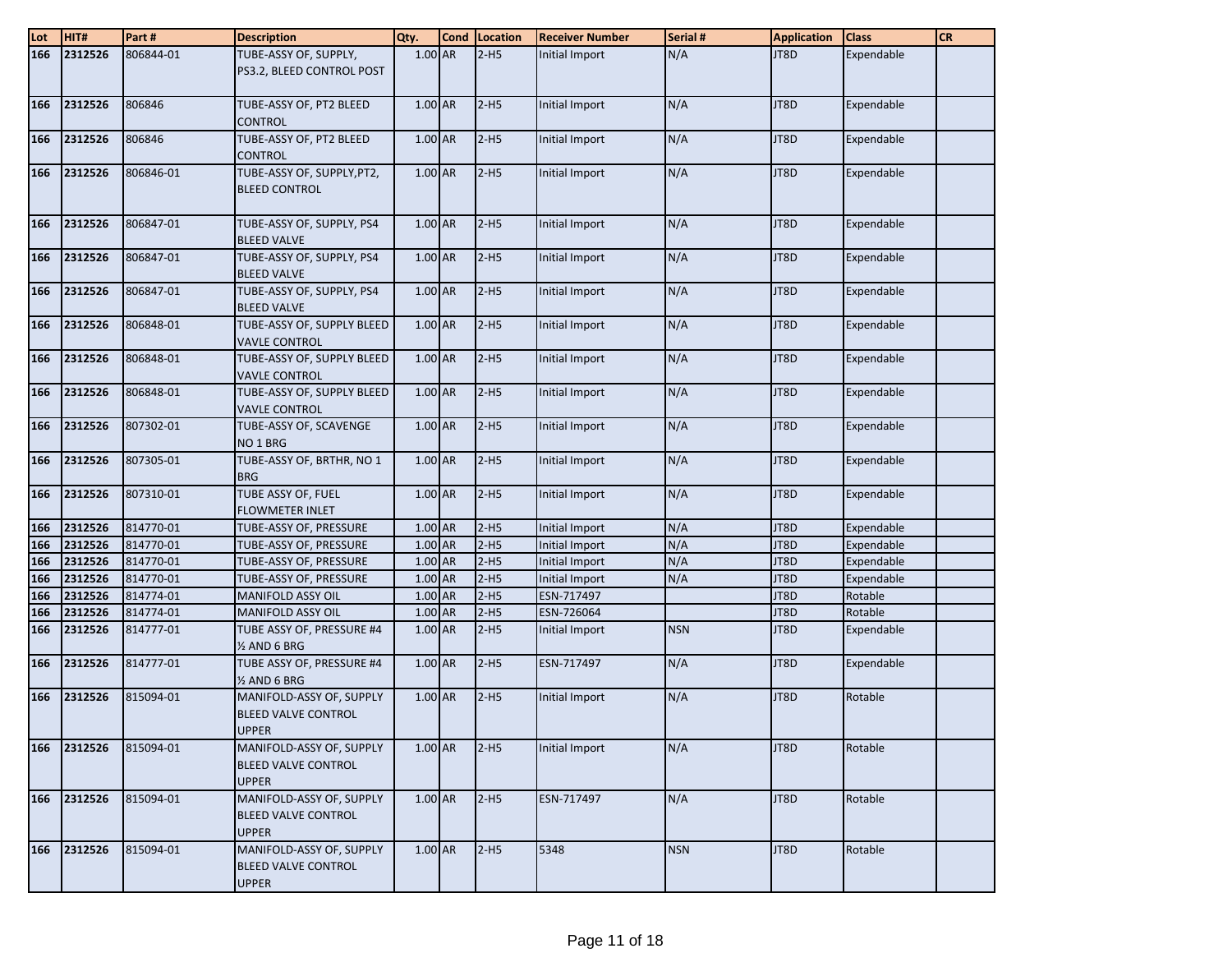| Lot | HIT# | Part # | Description | Qty. | Cond | Location | Receiver Number | Serial # | Application | Class | CR |
|---|---|---|---|---|---|---|---|---|---|---|---|
| 166 | 2312526 | 806844-01 | TUBE-ASSY OF, SUPPLY, PS3.2, BLEED CONTROL POST | 1.00 | AR | 2-H5 | Initial Import | N/A | JT8D | Expendable | |
| 166 | 2312526 | 806846 | TUBE-ASSY OF, PT2 BLEED CONTROL | 1.00 | AR | 2-H5 | Initial Import | N/A | JT8D | Expendable | |
| 166 | 2312526 | 806846 | TUBE-ASSY OF, PT2 BLEED CONTROL | 1.00 | AR | 2-H5 | Initial Import | N/A | JT8D | Expendable | |
| 166 | 2312526 | 806846-01 | TUBE-ASSY OF, SUPPLY,PT2, BLEED CONTROL | 1.00 | AR | 2-H5 | Initial Import | N/A | JT8D | Expendable | |
| 166 | 2312526 | 806847-01 | TUBE-ASSY OF, SUPPLY, PS4 BLEED VALVE | 1.00 | AR | 2-H5 | Initial Import | N/A | JT8D | Expendable | |
| 166 | 2312526 | 806847-01 | TUBE-ASSY OF, SUPPLY, PS4 BLEED VALVE | 1.00 | AR | 2-H5 | Initial Import | N/A | JT8D | Expendable | |
| 166 | 2312526 | 806847-01 | TUBE-ASSY OF, SUPPLY, PS4 BLEED VALVE | 1.00 | AR | 2-H5 | Initial Import | N/A | JT8D | Expendable | |
| 166 | 2312526 | 806848-01 | TUBE-ASSY OF, SUPPLY BLEED VAVLE CONTROL | 1.00 | AR | 2-H5 | Initial Import | N/A | JT8D | Expendable | |
| 166 | 2312526 | 806848-01 | TUBE-ASSY OF, SUPPLY BLEED VAVLE CONTROL | 1.00 | AR | 2-H5 | Initial Import | N/A | JT8D | Expendable | |
| 166 | 2312526 | 806848-01 | TUBE-ASSY OF, SUPPLY BLEED VAVLE CONTROL | 1.00 | AR | 2-H5 | Initial Import | N/A | JT8D | Expendable | |
| 166 | 2312526 | 807302-01 | TUBE-ASSY OF, SCAVENGE NO 1 BRG | 1.00 | AR | 2-H5 | Initial Import | N/A | JT8D | Expendable | |
| 166 | 2312526 | 807305-01 | TUBE-ASSY OF, BRTHR, NO 1 BRG | 1.00 | AR | 2-H5 | Initial Import | N/A | JT8D | Expendable | |
| 166 | 2312526 | 807310-01 | TUBE ASSY OF, FUEL FLOWMETER INLET | 1.00 | AR | 2-H5 | Initial Import | N/A | JT8D | Expendable | |
| 166 | 2312526 | 814770-01 | TUBE-ASSY OF, PRESSURE | 1.00 | AR | 2-H5 | Initial Import | N/A | JT8D | Expendable | |
| 166 | 2312526 | 814770-01 | TUBE-ASSY OF, PRESSURE | 1.00 | AR | 2-H5 | Initial Import | N/A | JT8D | Expendable | |
| 166 | 2312526 | 814770-01 | TUBE-ASSY OF, PRESSURE | 1.00 | AR | 2-H5 | Initial Import | N/A | JT8D | Expendable | |
| 166 | 2312526 | 814770-01 | TUBE-ASSY OF, PRESSURE | 1.00 | AR | 2-H5 | Initial Import | N/A | JT8D | Expendable | |
| 166 | 2312526 | 814774-01 | MANIFOLD ASSY OIL | 1.00 | AR | 2-H5 | ESN-717497 | | JT8D | Rotable | |
| 166 | 2312526 | 814774-01 | MANIFOLD ASSY OIL | 1.00 | AR | 2-H5 | ESN-726064 | | JT8D | Rotable | |
| 166 | 2312526 | 814777-01 | TUBE ASSY OF, PRESSURE #4 ½ AND 6 BRG | 1.00 | AR | 2-H5 | Initial Import | NSN | JT8D | Expendable | |
| 166 | 2312526 | 814777-01 | TUBE ASSY OF, PRESSURE #4 ½ AND 6 BRG | 1.00 | AR | 2-H5 | ESN-717497 | N/A | JT8D | Expendable | |
| 166 | 2312526 | 815094-01 | MANIFOLD-ASSY OF, SUPPLY BLEED VALVE CONTROL UPPER | 1.00 | AR | 2-H5 | Initial Import | N/A | JT8D | Rotable | |
| 166 | 2312526 | 815094-01 | MANIFOLD-ASSY OF, SUPPLY BLEED VALVE CONTROL UPPER | 1.00 | AR | 2-H5 | Initial Import | N/A | JT8D | Rotable | |
| 166 | 2312526 | 815094-01 | MANIFOLD-ASSY OF, SUPPLY BLEED VALVE CONTROL UPPER | 1.00 | AR | 2-H5 | ESN-717497 | N/A | JT8D | Rotable | |
| 166 | 2312526 | 815094-01 | MANIFOLD-ASSY OF, SUPPLY BLEED VALVE CONTROL UPPER | 1.00 | AR | 2-H5 | 5348 | NSN | JT8D | Rotable | |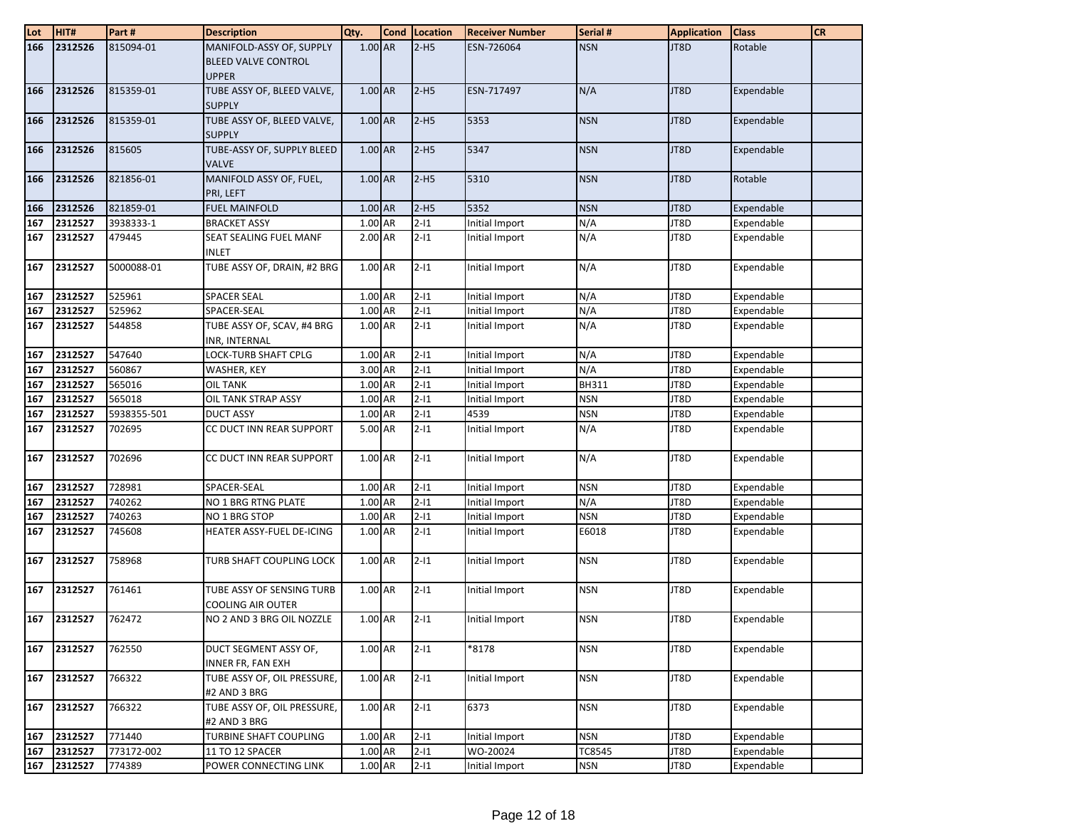| Lot | HIT# | Part # | Description | Qty. | Cond | Location | Receiver Number | Serial # | Application | Class | CR |
|---|---|---|---|---|---|---|---|---|---|---|---|
| 166 | 2312526 | 815094-01 | MANIFOLD-ASSY OF, SUPPLY BLEED VALVE CONTROL UPPER | 1.00 | AR | 2-H5 | ESN-726064 | NSN | JT8D | Rotable | |
| 166 | 2312526 | 815359-01 | TUBE ASSY OF, BLEED VALVE, SUPPLY | 1.00 | AR | 2-H5 | ESN-717497 | N/A | JT8D | Expendable | |
| 166 | 2312526 | 815359-01 | TUBE ASSY OF, BLEED VALVE, SUPPLY | 1.00 | AR | 2-H5 | 5353 | NSN | JT8D | Expendable | |
| 166 | 2312526 | 815605 | TUBE-ASSY OF, SUPPLY BLEED VALVE | 1.00 | AR | 2-H5 | 5347 | NSN | JT8D | Expendable | |
| 166 | 2312526 | 821856-01 | MANIFOLD ASSY OF, FUEL, PRI, LEFT | 1.00 | AR | 2-H5 | 5310 | NSN | JT8D | Rotable | |
| 166 | 2312526 | 821859-01 | FUEL MAINFOLD | 1.00 | AR | 2-H5 | 5352 | NSN | JT8D | Expendable | |
| 167 | 2312527 | 3938333-1 | BRACKET ASSY | 1.00 | AR | 2-I1 | Initial Import | N/A | JT8D | Expendable | |
| 167 | 2312527 | 479445 | SEAT SEALING FUEL MANF INLET | 2.00 | AR | 2-I1 | Initial Import | N/A | JT8D | Expendable | |
| 167 | 2312527 | 5000088-01 | TUBE ASSY OF, DRAIN, #2 BRG | 1.00 | AR | 2-I1 | Initial Import | N/A | JT8D | Expendable | |
| 167 | 2312527 | 525961 | SPACER SEAL | 1.00 | AR | 2-I1 | Initial Import | N/A | JT8D | Expendable | |
| 167 | 2312527 | 525962 | SPACER-SEAL | 1.00 | AR | 2-I1 | Initial Import | N/A | JT8D | Expendable | |
| 167 | 2312527 | 544858 | TUBE ASSY OF, SCAV, #4 BRG INR, INTERNAL | 1.00 | AR | 2-I1 | Initial Import | N/A | JT8D | Expendable | |
| 167 | 2312527 | 547640 | LOCK-TURB SHAFT CPLG | 1.00 | AR | 2-I1 | Initial Import | N/A | JT8D | Expendable | |
| 167 | 2312527 | 560867 | WASHER, KEY | 3.00 | AR | 2-I1 | Initial Import | N/A | JT8D | Expendable | |
| 167 | 2312527 | 565016 | OIL TANK | 1.00 | AR | 2-I1 | Initial Import | BH311 | JT8D | Expendable | |
| 167 | 2312527 | 565018 | OIL TANK STRAP ASSY | 1.00 | AR | 2-I1 | Initial Import | NSN | JT8D | Expendable | |
| 167 | 2312527 | 5938355-501 | DUCT ASSY | 1.00 | AR | 2-I1 | 4539 | NSN | JT8D | Expendable | |
| 167 | 2312527 | 702695 | CC DUCT INN REAR SUPPORT | 5.00 | AR | 2-I1 | Initial Import | N/A | JT8D | Expendable | |
| 167 | 2312527 | 702696 | CC DUCT INN REAR SUPPORT | 1.00 | AR | 2-I1 | Initial Import | N/A | JT8D | Expendable | |
| 167 | 2312527 | 728981 | SPACER-SEAL | 1.00 | AR | 2-I1 | Initial Import | NSN | JT8D | Expendable | |
| 167 | 2312527 | 740262 | NO 1 BRG RTNG PLATE | 1.00 | AR | 2-I1 | Initial Import | N/A | JT8D | Expendable | |
| 167 | 2312527 | 740263 | NO 1 BRG STOP | 1.00 | AR | 2-I1 | Initial Import | NSN | JT8D | Expendable | |
| 167 | 2312527 | 745608 | HEATER ASSY-FUEL DE-ICING | 1.00 | AR | 2-I1 | Initial Import | E6018 | JT8D | Expendable | |
| 167 | 2312527 | 758968 | TURB SHAFT COUPLING LOCK | 1.00 | AR | 2-I1 | Initial Import | NSN | JT8D | Expendable | |
| 167 | 2312527 | 761461 | TUBE ASSY OF SENSING TURB COOLING AIR OUTER | 1.00 | AR | 2-I1 | Initial Import | NSN | JT8D | Expendable | |
| 167 | 2312527 | 762472 | NO 2 AND 3 BRG OIL NOZZLE | 1.00 | AR | 2-I1 | Initial Import | NSN | JT8D | Expendable | |
| 167 | 2312527 | 762550 | DUCT SEGMENT ASSY OF, INNER FR, FAN EXH | 1.00 | AR | 2-I1 | *8178 | NSN | JT8D | Expendable | |
| 167 | 2312527 | 766322 | TUBE ASSY OF, OIL PRESSURE, #2 AND 3 BRG | 1.00 | AR | 2-I1 | Initial Import | NSN | JT8D | Expendable | |
| 167 | 2312527 | 766322 | TUBE ASSY OF, OIL PRESSURE, #2 AND 3 BRG | 1.00 | AR | 2-I1 | 6373 | NSN | JT8D | Expendable | |
| 167 | 2312527 | 771440 | TURBINE SHAFT COUPLING | 1.00 | AR | 2-I1 | Initial Import | NSN | JT8D | Expendable | |
| 167 | 2312527 | 773172-002 | 11 TO 12 SPACER | 1.00 | AR | 2-I1 | WO-20024 | TC8545 | JT8D | Expendable | |
| 167 | 2312527 | 774389 | POWER CONNECTING LINK | 1.00 | AR | 2-I1 | Initial Import | NSN | JT8D | Expendable | |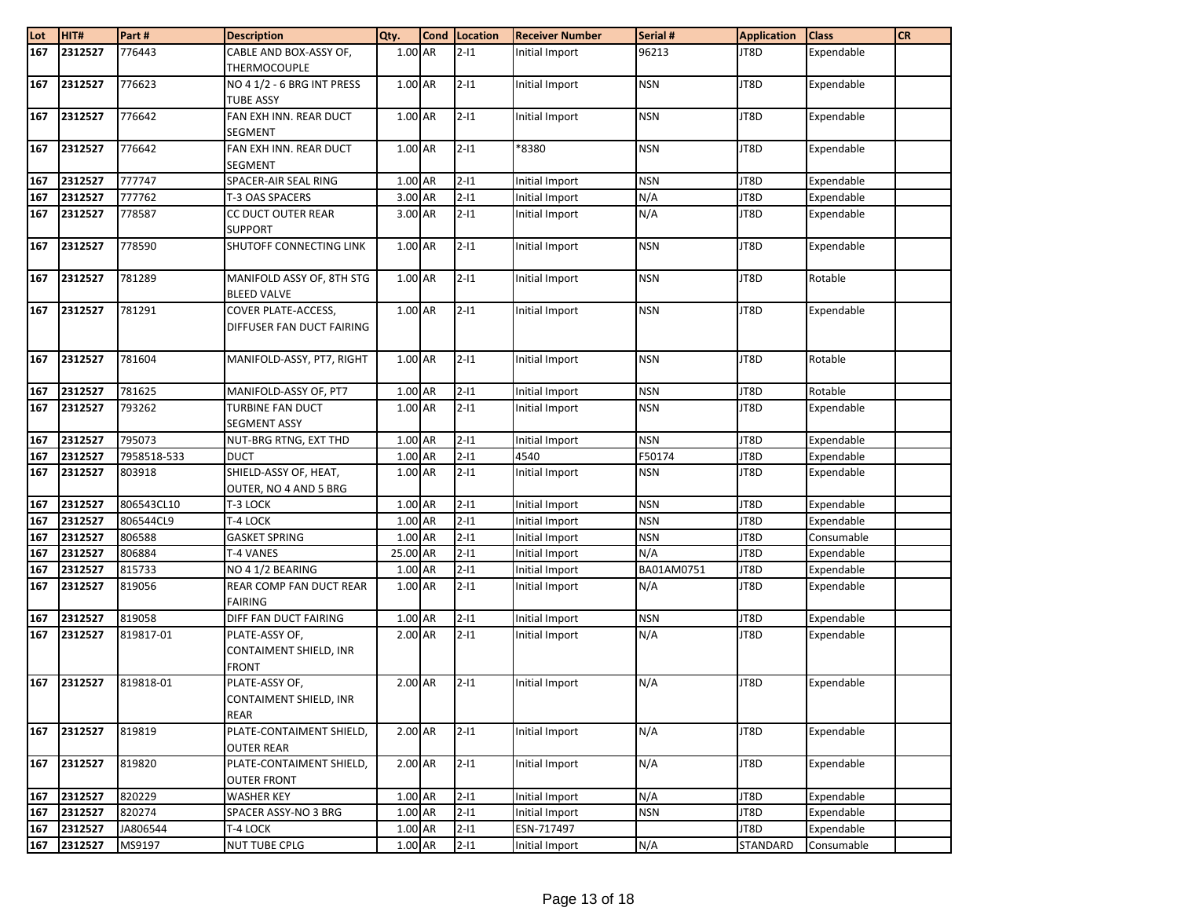| Lot | HIT# | Part # | Description | Qty. | Cond | Location | Receiver Number | Serial # | Application | Class | CR |
|---|---|---|---|---|---|---|---|---|---|---|---|
| 167 | 2312527 | 776443 | CABLE AND BOX-ASSY OF, THERMOCOUPLE | 1.00 | AR | 2-I1 | Initial Import | 96213 | JT8D | Expendable | |
| 167 | 2312527 | 776623 | NO 4 1/2 - 6 BRG INT PRESS TUBE ASSY | 1.00 | AR | 2-I1 | Initial Import | NSN | JT8D | Expendable | |
| 167 | 2312527 | 776642 | FAN EXH INN. REAR DUCT SEGMENT | 1.00 | AR | 2-I1 | Initial Import | NSN | JT8D | Expendable | |
| 167 | 2312527 | 776642 | FAN EXH INN. REAR DUCT SEGMENT | 1.00 | AR | 2-I1 | *8380 | NSN | JT8D | Expendable | |
| 167 | 2312527 | 777747 | SPACER-AIR SEAL RING | 1.00 | AR | 2-I1 | Initial Import | NSN | JT8D | Expendable | |
| 167 | 2312527 | 777762 | T-3 OAS SPACERS | 3.00 | AR | 2-I1 | Initial Import | N/A | JT8D | Expendable | |
| 167 | 2312527 | 778587 | CC DUCT OUTER REAR SUPPORT | 3.00 | AR | 2-I1 | Initial Import | N/A | JT8D | Expendable | |
| 167 | 2312527 | 778590 | SHUTOFF CONNECTING LINK | 1.00 | AR | 2-I1 | Initial Import | NSN | JT8D | Expendable | |
| 167 | 2312527 | 781289 | MANIFOLD ASSY OF, 8TH STG BLEED VALVE | 1.00 | AR | 2-I1 | Initial Import | NSN | JT8D | Rotable | |
| 167 | 2312527 | 781291 | COVER PLATE-ACCESS, DIFFUSER FAN DUCT FAIRING | 1.00 | AR | 2-I1 | Initial Import | NSN | JT8D | Expendable | |
| 167 | 2312527 | 781604 | MANIFOLD-ASSY, PT7, RIGHT | 1.00 | AR | 2-I1 | Initial Import | NSN | JT8D | Rotable | |
| 167 | 2312527 | 781625 | MANIFOLD-ASSY OF, PT7 | 1.00 | AR | 2-I1 | Initial Import | NSN | JT8D | Rotable | |
| 167 | 2312527 | 793262 | TURBINE FAN DUCT SEGMENT ASSY | 1.00 | AR | 2-I1 | Initial Import | NSN | JT8D | Expendable | |
| 167 | 2312527 | 795073 | NUT-BRG RTNG, EXT THD | 1.00 | AR | 2-I1 | Initial Import | NSN | JT8D | Expendable | |
| 167 | 2312527 | 7958518-533 | DUCT | 1.00 | AR | 2-I1 | 4540 | F50174 | JT8D | Expendable | |
| 167 | 2312527 | 803918 | SHIELD-ASSY OF, HEAT, OUTER, NO 4 AND 5 BRG | 1.00 | AR | 2-I1 | Initial Import | NSN | JT8D | Expendable | |
| 167 | 2312527 | 806543CL10 | T-3 LOCK | 1.00 | AR | 2-I1 | Initial Import | NSN | JT8D | Expendable | |
| 167 | 2312527 | 806544CL9 | T-4 LOCK | 1.00 | AR | 2-I1 | Initial Import | NSN | JT8D | Expendable | |
| 167 | 2312527 | 806588 | GASKET SPRING | 1.00 | AR | 2-I1 | Initial Import | NSN | JT8D | Consumable | |
| 167 | 2312527 | 806884 | T-4 VANES | 25.00 | AR | 2-I1 | Initial Import | N/A | JT8D | Expendable | |
| 167 | 2312527 | 815733 | NO 4 1/2 BEARING | 1.00 | AR | 2-I1 | Initial Import | BA01AM0751 | JT8D | Expendable | |
| 167 | 2312527 | 819056 | REAR COMP FAN DUCT REAR FAIRING | 1.00 | AR | 2-I1 | Initial Import | N/A | JT8D | Expendable | |
| 167 | 2312527 | 819058 | DIFF FAN DUCT FAIRING | 1.00 | AR | 2-I1 | Initial Import | NSN | JT8D | Expendable | |
| 167 | 2312527 | 819817-01 | PLATE-ASSY OF, CONTAIMENT SHIELD, INR FRONT | 2.00 | AR | 2-I1 | Initial Import | N/A | JT8D | Expendable | |
| 167 | 2312527 | 819818-01 | PLATE-ASSY OF, CONTAIMENT SHIELD, INR REAR | 2.00 | AR | 2-I1 | Initial Import | N/A | JT8D | Expendable | |
| 167 | 2312527 | 819819 | PLATE-CONTAIMENT SHIELD, OUTER REAR | 2.00 | AR | 2-I1 | Initial Import | N/A | JT8D | Expendable | |
| 167 | 2312527 | 819820 | PLATE-CONTAIMENT SHIELD, OUTER FRONT | 2.00 | AR | 2-I1 | Initial Import | N/A | JT8D | Expendable | |
| 167 | 2312527 | 820229 | WASHER KEY | 1.00 | AR | 2-I1 | Initial Import | N/A | JT8D | Expendable | |
| 167 | 2312527 | 820274 | SPACER ASSY-NO 3 BRG | 1.00 | AR | 2-I1 | Initial Import | NSN | JT8D | Expendable | |
| 167 | 2312527 | JA806544 | T-4 LOCK | 1.00 | AR | 2-I1 | ESN-717497 | | JT8D | Expendable | |
| 167 | 2312527 | MS9197 | NUT TUBE CPLG | 1.00 | AR | 2-I1 | Initial Import | N/A | STANDARD | Consumable | |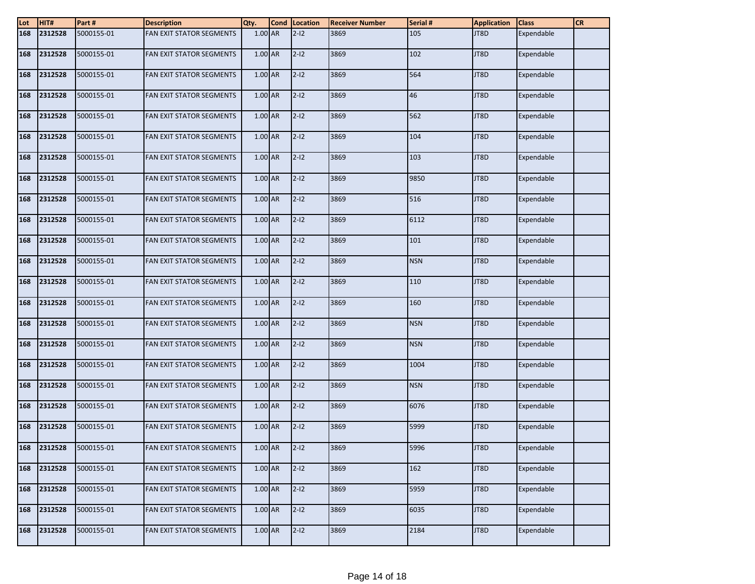| Lot | HIT# | Part # | Description | Qty. | Cond | Location | Receiver Number | Serial # | Application | Class | CR |
|---|---|---|---|---|---|---|---|---|---|---|---|
| 168 | 2312528 | 5000155-01 | FAN EXIT STATOR SEGMENTS | 1.00 | AR | 2-I2 | 3869 | 105 | JT8D | Expendable | |
| 168 | 2312528 | 5000155-01 | FAN EXIT STATOR SEGMENTS | 1.00 | AR | 2-I2 | 3869 | 102 | JT8D | Expendable | |
| 168 | 2312528 | 5000155-01 | FAN EXIT STATOR SEGMENTS | 1.00 | AR | 2-I2 | 3869 | 564 | JT8D | Expendable | |
| 168 | 2312528 | 5000155-01 | FAN EXIT STATOR SEGMENTS | 1.00 | AR | 2-I2 | 3869 | 46 | JT8D | Expendable | |
| 168 | 2312528 | 5000155-01 | FAN EXIT STATOR SEGMENTS | 1.00 | AR | 2-I2 | 3869 | 562 | JT8D | Expendable | |
| 168 | 2312528 | 5000155-01 | FAN EXIT STATOR SEGMENTS | 1.00 | AR | 2-I2 | 3869 | 104 | JT8D | Expendable | |
| 168 | 2312528 | 5000155-01 | FAN EXIT STATOR SEGMENTS | 1.00 | AR | 2-I2 | 3869 | 103 | JT8D | Expendable | |
| 168 | 2312528 | 5000155-01 | FAN EXIT STATOR SEGMENTS | 1.00 | AR | 2-I2 | 3869 | 9850 | JT8D | Expendable | |
| 168 | 2312528 | 5000155-01 | FAN EXIT STATOR SEGMENTS | 1.00 | AR | 2-I2 | 3869 | 516 | JT8D | Expendable | |
| 168 | 2312528 | 5000155-01 | FAN EXIT STATOR SEGMENTS | 1.00 | AR | 2-I2 | 3869 | 6112 | JT8D | Expendable | |
| 168 | 2312528 | 5000155-01 | FAN EXIT STATOR SEGMENTS | 1.00 | AR | 2-I2 | 3869 | 101 | JT8D | Expendable | |
| 168 | 2312528 | 5000155-01 | FAN EXIT STATOR SEGMENTS | 1.00 | AR | 2-I2 | 3869 | NSN | JT8D | Expendable | |
| 168 | 2312528 | 5000155-01 | FAN EXIT STATOR SEGMENTS | 1.00 | AR | 2-I2 | 3869 | 110 | JT8D | Expendable | |
| 168 | 2312528 | 5000155-01 | FAN EXIT STATOR SEGMENTS | 1.00 | AR | 2-I2 | 3869 | 160 | JT8D | Expendable | |
| 168 | 2312528 | 5000155-01 | FAN EXIT STATOR SEGMENTS | 1.00 | AR | 2-I2 | 3869 | NSN | JT8D | Expendable | |
| 168 | 2312528 | 5000155-01 | FAN EXIT STATOR SEGMENTS | 1.00 | AR | 2-I2 | 3869 | NSN | JT8D | Expendable | |
| 168 | 2312528 | 5000155-01 | FAN EXIT STATOR SEGMENTS | 1.00 | AR | 2-I2 | 3869 | 1004 | JT8D | Expendable | |
| 168 | 2312528 | 5000155-01 | FAN EXIT STATOR SEGMENTS | 1.00 | AR | 2-I2 | 3869 | NSN | JT8D | Expendable | |
| 168 | 2312528 | 5000155-01 | FAN EXIT STATOR SEGMENTS | 1.00 | AR | 2-I2 | 3869 | 6076 | JT8D | Expendable | |
| 168 | 2312528 | 5000155-01 | FAN EXIT STATOR SEGMENTS | 1.00 | AR | 2-I2 | 3869 | 5999 | JT8D | Expendable | |
| 168 | 2312528 | 5000155-01 | FAN EXIT STATOR SEGMENTS | 1.00 | AR | 2-I2 | 3869 | 5996 | JT8D | Expendable | |
| 168 | 2312528 | 5000155-01 | FAN EXIT STATOR SEGMENTS | 1.00 | AR | 2-I2 | 3869 | 162 | JT8D | Expendable | |
| 168 | 2312528 | 5000155-01 | FAN EXIT STATOR SEGMENTS | 1.00 | AR | 2-I2 | 3869 | 5959 | JT8D | Expendable | |
| 168 | 2312528 | 5000155-01 | FAN EXIT STATOR SEGMENTS | 1.00 | AR | 2-I2 | 3869 | 6035 | JT8D | Expendable | |
| 168 | 2312528 | 5000155-01 | FAN EXIT STATOR SEGMENTS | 1.00 | AR | 2-I2 | 3869 | 2184 | JT8D | Expendable | |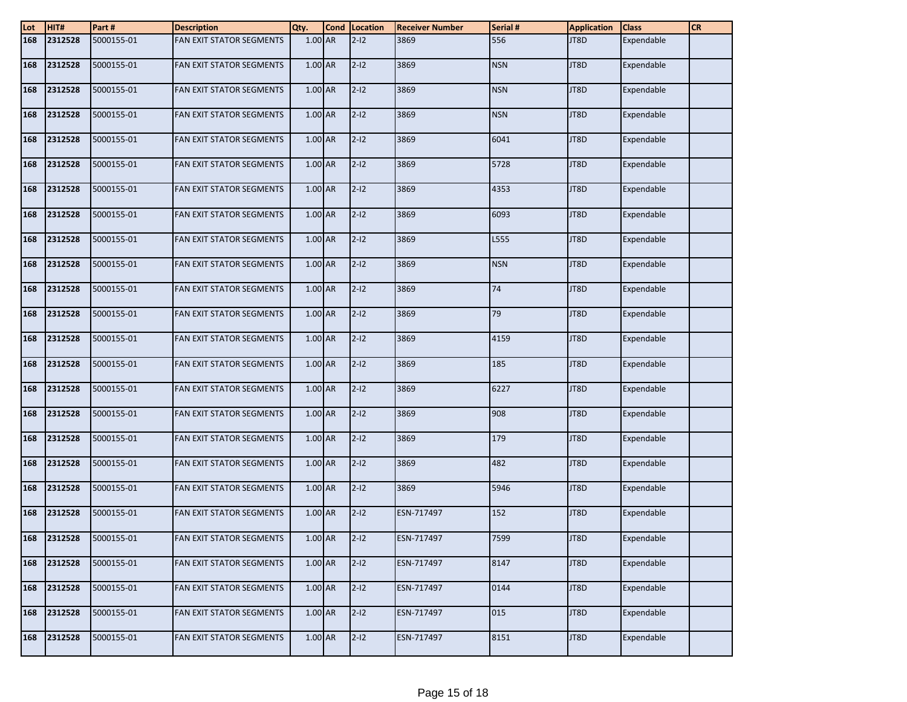| Lot | HIT# | Part # | Description | Qty. | Cond | Location | Receiver Number | Serial # | Application | Class | CR |
|---|---|---|---|---|---|---|---|---|---|---|---|
| 168 | 2312528 | 5000155-01 | FAN EXIT STATOR SEGMENTS | 1.00 | AR | 2-I2 | 3869 | 556 | JT8D | Expendable | |
| 168 | 2312528 | 5000155-01 | FAN EXIT STATOR SEGMENTS | 1.00 | AR | 2-I2 | 3869 | NSN | JT8D | Expendable | |
| 168 | 2312528 | 5000155-01 | FAN EXIT STATOR SEGMENTS | 1.00 | AR | 2-I2 | 3869 | NSN | JT8D | Expendable | |
| 168 | 2312528 | 5000155-01 | FAN EXIT STATOR SEGMENTS | 1.00 | AR | 2-I2 | 3869 | NSN | JT8D | Expendable | |
| 168 | 2312528 | 5000155-01 | FAN EXIT STATOR SEGMENTS | 1.00 | AR | 2-I2 | 3869 | 6041 | JT8D | Expendable | |
| 168 | 2312528 | 5000155-01 | FAN EXIT STATOR SEGMENTS | 1.00 | AR | 2-I2 | 3869 | 5728 | JT8D | Expendable | |
| 168 | 2312528 | 5000155-01 | FAN EXIT STATOR SEGMENTS | 1.00 | AR | 2-I2 | 3869 | 4353 | JT8D | Expendable | |
| 168 | 2312528 | 5000155-01 | FAN EXIT STATOR SEGMENTS | 1.00 | AR | 2-I2 | 3869 | 6093 | JT8D | Expendable | |
| 168 | 2312528 | 5000155-01 | FAN EXIT STATOR SEGMENTS | 1.00 | AR | 2-I2 | 3869 | L555 | JT8D | Expendable | |
| 168 | 2312528 | 5000155-01 | FAN EXIT STATOR SEGMENTS | 1.00 | AR | 2-I2 | 3869 | NSN | JT8D | Expendable | |
| 168 | 2312528 | 5000155-01 | FAN EXIT STATOR SEGMENTS | 1.00 | AR | 2-I2 | 3869 | 74 | JT8D | Expendable | |
| 168 | 2312528 | 5000155-01 | FAN EXIT STATOR SEGMENTS | 1.00 | AR | 2-I2 | 3869 | 79 | JT8D | Expendable | |
| 168 | 2312528 | 5000155-01 | FAN EXIT STATOR SEGMENTS | 1.00 | AR | 2-I2 | 3869 | 4159 | JT8D | Expendable | |
| 168 | 2312528 | 5000155-01 | FAN EXIT STATOR SEGMENTS | 1.00 | AR | 2-I2 | 3869 | 185 | JT8D | Expendable | |
| 168 | 2312528 | 5000155-01 | FAN EXIT STATOR SEGMENTS | 1.00 | AR | 2-I2 | 3869 | 6227 | JT8D | Expendable | |
| 168 | 2312528 | 5000155-01 | FAN EXIT STATOR SEGMENTS | 1.00 | AR | 2-I2 | 3869 | 908 | JT8D | Expendable | |
| 168 | 2312528 | 5000155-01 | FAN EXIT STATOR SEGMENTS | 1.00 | AR | 2-I2 | 3869 | 179 | JT8D | Expendable | |
| 168 | 2312528 | 5000155-01 | FAN EXIT STATOR SEGMENTS | 1.00 | AR | 2-I2 | 3869 | 482 | JT8D | Expendable | |
| 168 | 2312528 | 5000155-01 | FAN EXIT STATOR SEGMENTS | 1.00 | AR | 2-I2 | 3869 | 5946 | JT8D | Expendable | |
| 168 | 2312528 | 5000155-01 | FAN EXIT STATOR SEGMENTS | 1.00 | AR | 2-I2 | ESN-717497 | 152 | JT8D | Expendable | |
| 168 | 2312528 | 5000155-01 | FAN EXIT STATOR SEGMENTS | 1.00 | AR | 2-I2 | ESN-717497 | 7599 | JT8D | Expendable | |
| 168 | 2312528 | 5000155-01 | FAN EXIT STATOR SEGMENTS | 1.00 | AR | 2-I2 | ESN-717497 | 8147 | JT8D | Expendable | |
| 168 | 2312528 | 5000155-01 | FAN EXIT STATOR SEGMENTS | 1.00 | AR | 2-I2 | ESN-717497 | 0144 | JT8D | Expendable | |
| 168 | 2312528 | 5000155-01 | FAN EXIT STATOR SEGMENTS | 1.00 | AR | 2-I2 | ESN-717497 | 015 | JT8D | Expendable | |
| 168 | 2312528 | 5000155-01 | FAN EXIT STATOR SEGMENTS | 1.00 | AR | 2-I2 | ESN-717497 | 8151 | JT8D | Expendable | |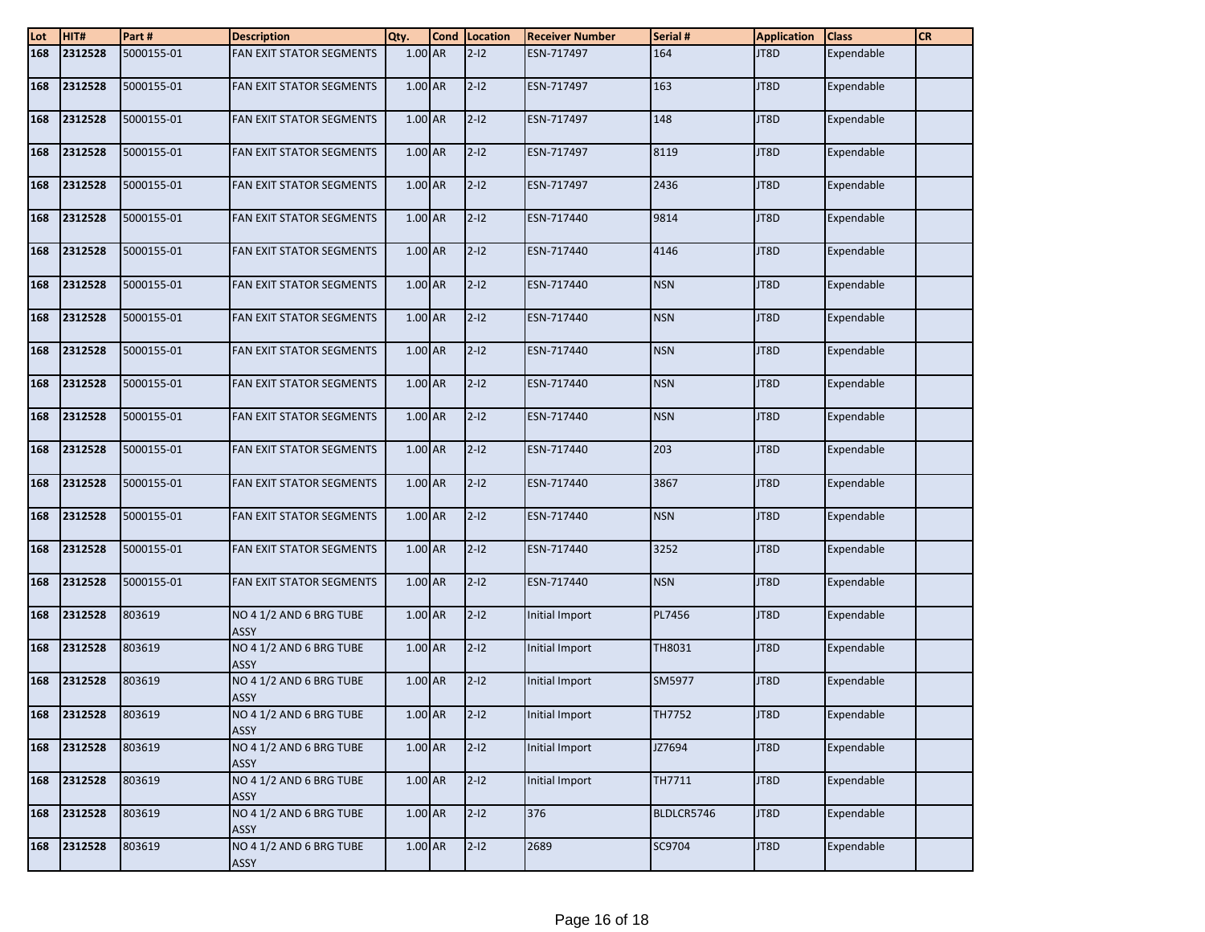| Lot | HIT# | Part # | Description | Qty. | Cond | Location | Receiver Number | Serial # | Application | Class | CR |
|---|---|---|---|---|---|---|---|---|---|---|---|
| 168 | 2312528 | 5000155-01 | FAN EXIT STATOR SEGMENTS | 1.00 | AR | 2-I2 | ESN-717497 | 164 | JT8D | Expendable | |
| 168 | 2312528 | 5000155-01 | FAN EXIT STATOR SEGMENTS | 1.00 | AR | 2-I2 | ESN-717497 | 163 | JT8D | Expendable | |
| 168 | 2312528 | 5000155-01 | FAN EXIT STATOR SEGMENTS | 1.00 | AR | 2-I2 | ESN-717497 | 148 | JT8D | Expendable | |
| 168 | 2312528 | 5000155-01 | FAN EXIT STATOR SEGMENTS | 1.00 | AR | 2-I2 | ESN-717497 | 8119 | JT8D | Expendable | |
| 168 | 2312528 | 5000155-01 | FAN EXIT STATOR SEGMENTS | 1.00 | AR | 2-I2 | ESN-717497 | 2436 | JT8D | Expendable | |
| 168 | 2312528 | 5000155-01 | FAN EXIT STATOR SEGMENTS | 1.00 | AR | 2-I2 | ESN-717440 | 9814 | JT8D | Expendable | |
| 168 | 2312528 | 5000155-01 | FAN EXIT STATOR SEGMENTS | 1.00 | AR | 2-I2 | ESN-717440 | 4146 | JT8D | Expendable | |
| 168 | 2312528 | 5000155-01 | FAN EXIT STATOR SEGMENTS | 1.00 | AR | 2-I2 | ESN-717440 | NSN | JT8D | Expendable | |
| 168 | 2312528 | 5000155-01 | FAN EXIT STATOR SEGMENTS | 1.00 | AR | 2-I2 | ESN-717440 | NSN | JT8D | Expendable | |
| 168 | 2312528 | 5000155-01 | FAN EXIT STATOR SEGMENTS | 1.00 | AR | 2-I2 | ESN-717440 | NSN | JT8D | Expendable | |
| 168 | 2312528 | 5000155-01 | FAN EXIT STATOR SEGMENTS | 1.00 | AR | 2-I2 | ESN-717440 | NSN | JT8D | Expendable | |
| 168 | 2312528 | 5000155-01 | FAN EXIT STATOR SEGMENTS | 1.00 | AR | 2-I2 | ESN-717440 | NSN | JT8D | Expendable | |
| 168 | 2312528 | 5000155-01 | FAN EXIT STATOR SEGMENTS | 1.00 | AR | 2-I2 | ESN-717440 | 203 | JT8D | Expendable | |
| 168 | 2312528 | 5000155-01 | FAN EXIT STATOR SEGMENTS | 1.00 | AR | 2-I2 | ESN-717440 | 3867 | JT8D | Expendable | |
| 168 | 2312528 | 5000155-01 | FAN EXIT STATOR SEGMENTS | 1.00 | AR | 2-I2 | ESN-717440 | NSN | JT8D | Expendable | |
| 168 | 2312528 | 5000155-01 | FAN EXIT STATOR SEGMENTS | 1.00 | AR | 2-I2 | ESN-717440 | 3252 | JT8D | Expendable | |
| 168 | 2312528 | 5000155-01 | FAN EXIT STATOR SEGMENTS | 1.00 | AR | 2-I2 | ESN-717440 | NSN | JT8D | Expendable | |
| 168 | 2312528 | 803619 | NO 4 1/2 AND 6 BRG TUBE ASSY | 1.00 | AR | 2-I2 | Initial Import | PL7456 | JT8D | Expendable | |
| 168 | 2312528 | 803619 | NO 4 1/2 AND 6 BRG TUBE ASSY | 1.00 | AR | 2-I2 | Initial Import | TH8031 | JT8D | Expendable | |
| 168 | 2312528 | 803619 | NO 4 1/2 AND 6 BRG TUBE ASSY | 1.00 | AR | 2-I2 | Initial Import | SM5977 | JT8D | Expendable | |
| 168 | 2312528 | 803619 | NO 4 1/2 AND 6 BRG TUBE ASSY | 1.00 | AR | 2-I2 | Initial Import | TH7752 | JT8D | Expendable | |
| 168 | 2312528 | 803619 | NO 4 1/2 AND 6 BRG TUBE ASSY | 1.00 | AR | 2-I2 | Initial Import | JZ7694 | JT8D | Expendable | |
| 168 | 2312528 | 803619 | NO 4 1/2 AND 6 BRG TUBE ASSY | 1.00 | AR | 2-I2 | Initial Import | TH7711 | JT8D | Expendable | |
| 168 | 2312528 | 803619 | NO 4 1/2 AND 6 BRG TUBE ASSY | 1.00 | AR | 2-I2 | 376 | BLDLCR5746 | JT8D | Expendable | |
| 168 | 2312528 | 803619 | NO 4 1/2 AND 6 BRG TUBE ASSY | 1.00 | AR | 2-I2 | 2689 | SC9704 | JT8D | Expendable | |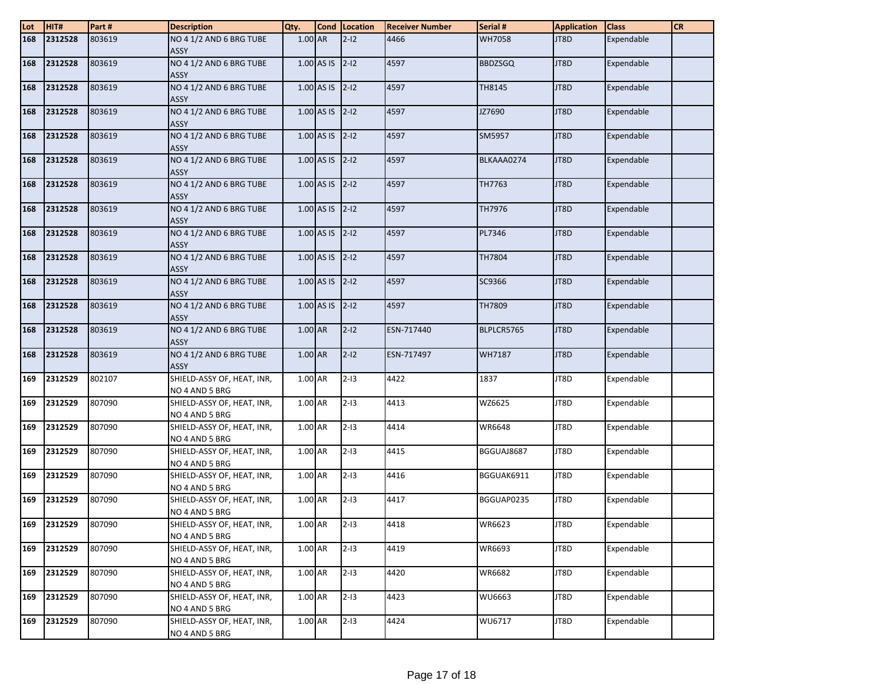| Lot | HIT# | Part # | Description | Qty. | Cond | Location | Receiver Number | Serial # | Application | Class | CR |
|---|---|---|---|---|---|---|---|---|---|---|---|
| 168 | 2312528 | 803619 | NO 4 1/2 AND 6 BRG TUBE ASSY | 1.00 | AR | 2-I2 | 4466 | WH7058 | JT8D | Expendable | |
| 168 | 2312528 | 803619 | NO 4 1/2 AND 6 BRG TUBE ASSY | 1.00 | AS IS | 2-I2 | 4597 | BBDZSGQ | JT8D | Expendable | |
| 168 | 2312528 | 803619 | NO 4 1/2 AND 6 BRG TUBE ASSY | 1.00 | AS IS | 2-I2 | 4597 | TH8145 | JT8D | Expendable | |
| 168 | 2312528 | 803619 | NO 4 1/2 AND 6 BRG TUBE ASSY | 1.00 | AS IS | 2-I2 | 4597 | JZ7690 | JT8D | Expendable | |
| 168 | 2312528 | 803619 | NO 4 1/2 AND 6 BRG TUBE ASSY | 1.00 | AS IS | 2-I2 | 4597 | SM5957 | JT8D | Expendable | |
| 168 | 2312528 | 803619 | NO 4 1/2 AND 6 BRG TUBE ASSY | 1.00 | AS IS | 2-I2 | 4597 | BLKAAA0274 | JT8D | Expendable | |
| 168 | 2312528 | 803619 | NO 4 1/2 AND 6 BRG TUBE ASSY | 1.00 | AS IS | 2-I2 | 4597 | TH7763 | JT8D | Expendable | |
| 168 | 2312528 | 803619 | NO 4 1/2 AND 6 BRG TUBE ASSY | 1.00 | AS IS | 2-I2 | 4597 | TH7976 | JT8D | Expendable | |
| 168 | 2312528 | 803619 | NO 4 1/2 AND 6 BRG TUBE ASSY | 1.00 | AS IS | 2-I2 | 4597 | PL7346 | JT8D | Expendable | |
| 168 | 2312528 | 803619 | NO 4 1/2 AND 6 BRG TUBE ASSY | 1.00 | AS IS | 2-I2 | 4597 | TH7804 | JT8D | Expendable | |
| 168 | 2312528 | 803619 | NO 4 1/2 AND 6 BRG TUBE ASSY | 1.00 | AS IS | 2-I2 | 4597 | SC9366 | JT8D | Expendable | |
| 168 | 2312528 | 803619 | NO 4 1/2 AND 6 BRG TUBE ASSY | 1.00 | AS IS | 2-I2 | 4597 | TH7809 | JT8D | Expendable | |
| 168 | 2312528 | 803619 | NO 4 1/2 AND 6 BRG TUBE ASSY | 1.00 | AR | 2-I2 | ESN-717440 | BLPLCR5765 | JT8D | Expendable | |
| 168 | 2312528 | 803619 | NO 4 1/2 AND 6 BRG TUBE ASSY | 1.00 | AR | 2-I2 | ESN-717497 | WH7187 | JT8D | Expendable | |
| 169 | 2312529 | 802107 | SHIELD-ASSY OF, HEAT, INR, NO 4 AND 5 BRG | 1.00 | AR | 2-I3 | 4422 | 1837 | JT8D | Expendable | |
| 169 | 2312529 | 807090 | SHIELD-ASSY OF, HEAT, INR, NO 4 AND 5 BRG | 1.00 | AR | 2-I3 | 4413 | WZ6625 | JT8D | Expendable | |
| 169 | 2312529 | 807090 | SHIELD-ASSY OF, HEAT, INR, NO 4 AND 5 BRG | 1.00 | AR | 2-I3 | 4414 | WR6648 | JT8D | Expendable | |
| 169 | 2312529 | 807090 | SHIELD-ASSY OF, HEAT, INR, NO 4 AND 5 BRG | 1.00 | AR | 2-I3 | 4415 | BGGUAJ8687 | JT8D | Expendable | |
| 169 | 2312529 | 807090 | SHIELD-ASSY OF, HEAT, INR, NO 4 AND 5 BRG | 1.00 | AR | 2-I3 | 4416 | BGGUAK6911 | JT8D | Expendable | |
| 169 | 2312529 | 807090 | SHIELD-ASSY OF, HEAT, INR, NO 4 AND 5 BRG | 1.00 | AR | 2-I3 | 4417 | BGGUAP0235 | JT8D | Expendable | |
| 169 | 2312529 | 807090 | SHIELD-ASSY OF, HEAT, INR, NO 4 AND 5 BRG | 1.00 | AR | 2-I3 | 4418 | WR6623 | JT8D | Expendable | |
| 169 | 2312529 | 807090 | SHIELD-ASSY OF, HEAT, INR, NO 4 AND 5 BRG | 1.00 | AR | 2-I3 | 4419 | WR6693 | JT8D | Expendable | |
| 169 | 2312529 | 807090 | SHIELD-ASSY OF, HEAT, INR, NO 4 AND 5 BRG | 1.00 | AR | 2-I3 | 4420 | WR6682 | JT8D | Expendable | |
| 169 | 2312529 | 807090 | SHIELD-ASSY OF, HEAT, INR, NO 4 AND 5 BRG | 1.00 | AR | 2-I3 | 4423 | WU6663 | JT8D | Expendable | |
| 169 | 2312529 | 807090 | SHIELD-ASSY OF, HEAT, INR, NO 4 AND 5 BRG | 1.00 | AR | 2-I3 | 4424 | WU6717 | JT8D | Expendable | |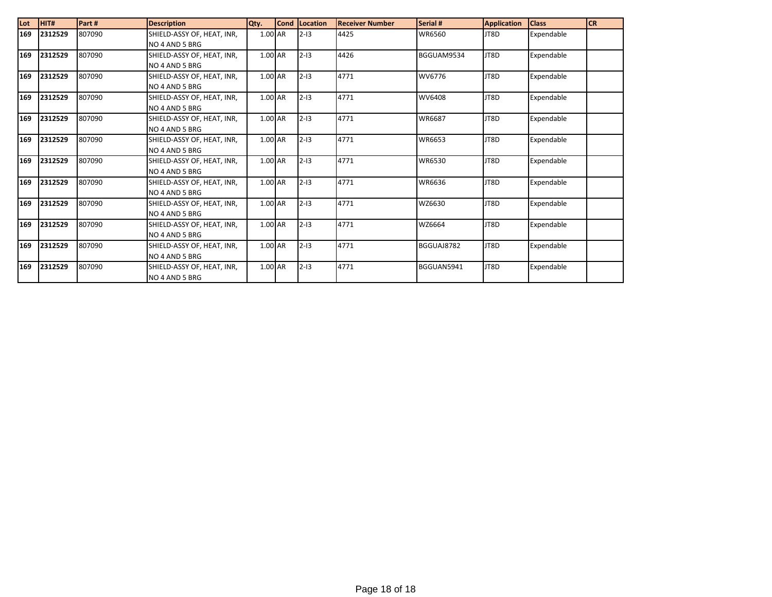| Lot | HIT# | Part # | Description | Qty. | Cond | Location | Receiver Number | Serial # | Application | Class | CR |
|---|---|---|---|---|---|---|---|---|---|---|---|
| **169** | **2312529** | 807090 | SHIELD-ASSY OF, HEAT, INR, NO 4 AND 5 BRG | 1.00 | AR | 2-I3 | 4425 | WR6560 | JT8D | Expendable | |
| **169** | **2312529** | 807090 | SHIELD-ASSY OF, HEAT, INR, NO 4 AND 5 BRG | 1.00 | AR | 2-I3 | 4426 | BGGUAM9534 | JT8D | Expendable | |
| **169** | **2312529** | 807090 | SHIELD-ASSY OF, HEAT, INR, NO 4 AND 5 BRG | 1.00 | AR | 2-I3 | 4771 | WV6776 | JT8D | Expendable | |
| **169** | **2312529** | 807090 | SHIELD-ASSY OF, HEAT, INR, NO 4 AND 5 BRG | 1.00 | AR | 2-I3 | 4771 | WV6408 | JT8D | Expendable | |
| **169** | **2312529** | 807090 | SHIELD-ASSY OF, HEAT, INR, NO 4 AND 5 BRG | 1.00 | AR | 2-I3 | 4771 | WR6687 | JT8D | Expendable | |
| **169** | **2312529** | 807090 | SHIELD-ASSY OF, HEAT, INR, NO 4 AND 5 BRG | 1.00 | AR | 2-I3 | 4771 | WR6653 | JT8D | Expendable | |
| **169** | **2312529** | 807090 | SHIELD-ASSY OF, HEAT, INR, NO 4 AND 5 BRG | 1.00 | AR | 2-I3 | 4771 | WR6530 | JT8D | Expendable | |
| **169** | **2312529** | 807090 | SHIELD-ASSY OF, HEAT, INR, NO 4 AND 5 BRG | 1.00 | AR | 2-I3 | 4771 | WR6636 | JT8D | Expendable | |
| **169** | **2312529** | 807090 | SHIELD-ASSY OF, HEAT, INR, NO 4 AND 5 BRG | 1.00 | AR | 2-I3 | 4771 | WZ6630 | JT8D | Expendable | |
| **169** | **2312529** | 807090 | SHIELD-ASSY OF, HEAT, INR, NO 4 AND 5 BRG | 1.00 | AR | 2-I3 | 4771 | WZ6664 | JT8D | Expendable | |
| **169** | **2312529** | 807090 | SHIELD-ASSY OF, HEAT, INR, NO 4 AND 5 BRG | 1.00 | AR | 2-I3 | 4771 | BGGUAJ8782 | JT8D | Expendable | |
| **169** | **2312529** | 807090 | SHIELD-ASSY OF, HEAT, INR, NO 4 AND 5 BRG | 1.00 | AR | 2-I3 | 4771 | BGGUAN5941 | JT8D | Expendable | |